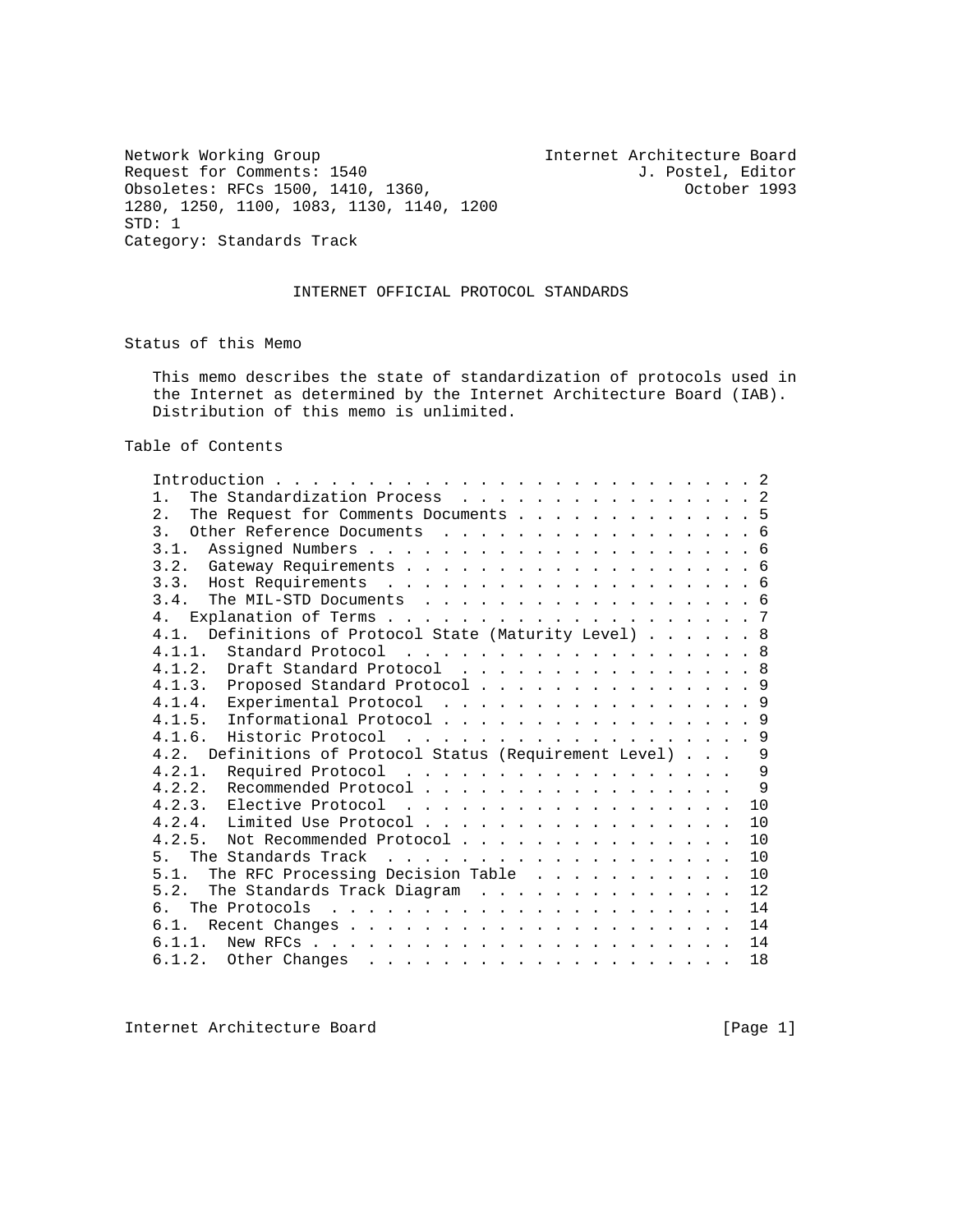Network Working Group                                    Internet Architecture Board
Request for Comments: 1540                                    J. Postel, Editor
Obsoletes: RFCs 1500, 1410, 1360,                                  October 1993
1280, 1250, 1100, 1083, 1130, 1140, 1200
STD: 1
Category: Standards Track

# INTERNET OFFICIAL PROTOCOL STANDARDS

## Status of this Memo

This memo describes the state of standardization of protocols used in the Internet as determined by the Internet Architecture Board (IAB). Distribution of this memo is unlimited.

## Table of Contents

```
Introduction . . . . . . . . . . . . . . . . . . . . . . . . . . 2
1.  The Standardization Process  . . . . . . . . . . . . . . . . 2
2.  The Request for Comments Documents . . . . . . . . . . . . . 5
3.  Other Reference Documents  . . . . . . . . . . . . . . . . . 6
3.1.  Assigned Numbers . . . . . . . . . . . . . . . . . . . . . 6
3.2.  Gateway Requirements . . . . . . . . . . . . . . . . . . . 6
3.3.  Host Requirements  . . . . . . . . . . . . . . . . . . . . 6
3.4.  The MIL-STD Documents  . . . . . . . . . . . . . . . . . . 6
4.  Explanation of Terms . . . . . . . . . . . . . . . . . . . . 7
4.1.  Definitions of Protocol State (Maturity Level) . . . . . . 8
4.1.1.  Standard Protocol  . . . . . . . . . . . . . . . . . . . 8
4.1.2.  Draft Standard Protocol  . . . . . . . . . . . . . . . . 8
4.1.3.  Proposed Standard Protocol . . . . . . . . . . . . . . . 9
4.1.4.  Experimental Protocol  . . . . . . . . . . . . . . . . . 9
4.1.5.  Informational Protocol . . . . . . . . . . . . . . . . . 9
4.1.6.  Historic Protocol  . . . . . . . . . . . . . . . . . . . 9
4.2.  Definitions of Protocol Status (Requirement Level) . . .   9
4.2.1.  Required Protocol  . . . . . . . . . . . . . . . . . .   9
4.2.2.  Recommended Protocol . . . . . . . . . . . . . . . . .   9
4.2.3.  Elective Protocol  . . . . . . . . . . . . . . . . . .  10
4.2.4.  Limited Use Protocol . . . . . . . . . . . . . . . . .  10
4.2.5.  Not Recommended Protocol . . . . . . . . . . . . . . .  10
5.  The Standards Track  . . . . . . . . . . . . . . . . . . .  10
5.1.  The RFC Processing Decision Table  . . . . . . . . . . .  10
5.2.  The Standards Track Diagram  . . . . . . . . . . . . . .  12
6.  The Protocols  . . . . . . . . . . . . . . . . . . . . . .  14
6.1.  Recent Changes . . . . . . . . . . . . . . . . . . . . .  14
6.1.1.  New RFCs . . . . . . . . . . . . . . . . . . . . . . .  14
6.1.2.  Other Changes  . . . . . . . . . . . . . . . . . . . .  18
```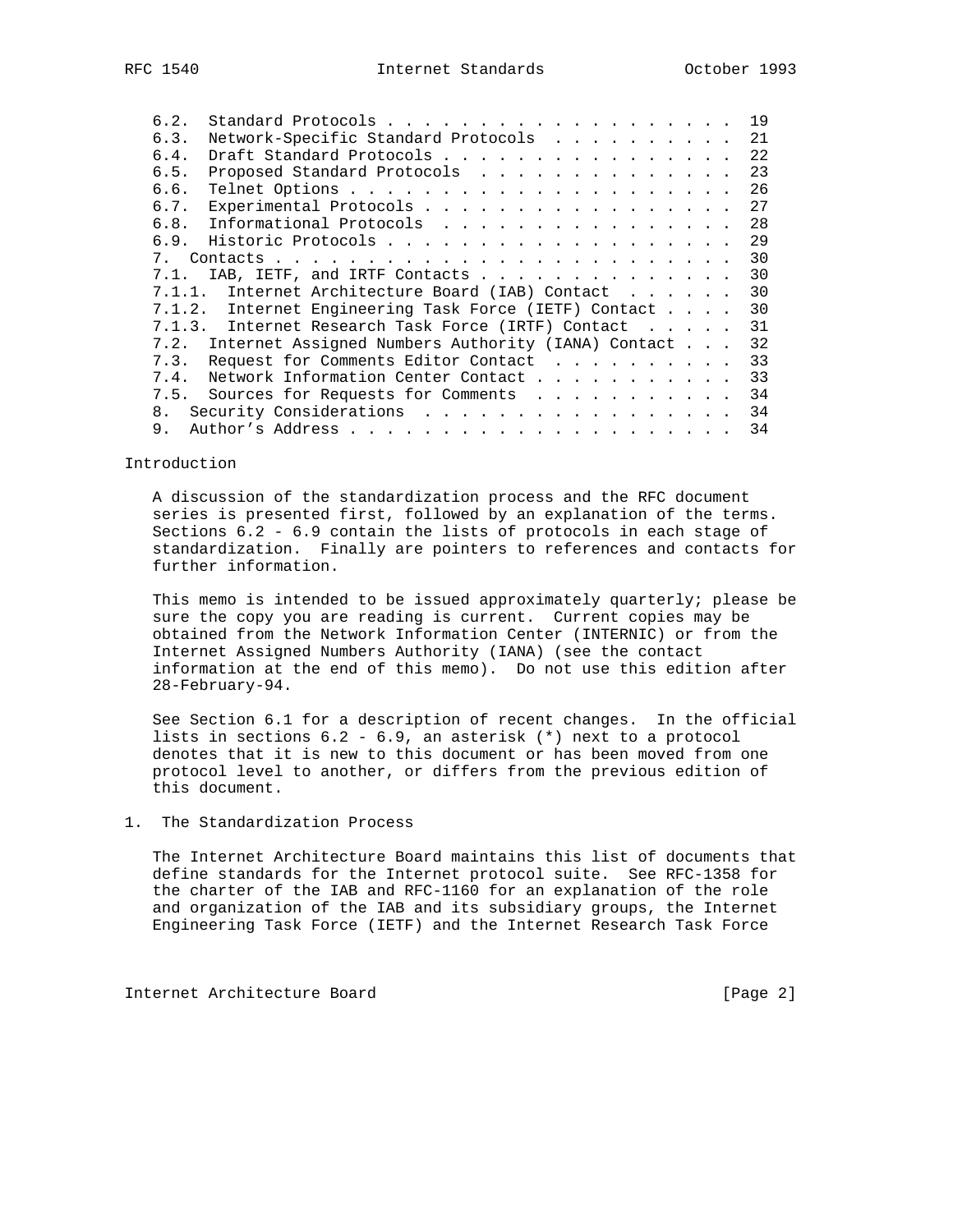6.2. Standard Protocols . . . . . . . . . . . . . . . . . . . . 19
6.3. Network-Specific Standard Protocols . . . . . . . . . . . 21
6.4. Draft Standard Protocols . . . . . . . . . . . . . . . . 22
6.5. Proposed Standard Protocols . . . . . . . . . . . . . . 23
6.6. Telnet Options . . . . . . . . . . . . . . . . . . . . . 26
6.7. Experimental Protocols . . . . . . . . . . . . . . . . . 27
6.8. Informational Protocols . . . . . . . . . . . . . . . . 28
6.9. Historic Protocols . . . . . . . . . . . . . . . . . . . 29
7. Contacts . . . . . . . . . . . . . . . . . . . . . . . . . 30
7.1. IAB, IETF, and IRTF Contacts . . . . . . . . . . . . . . 30
7.1.1. Internet Architecture Board (IAB) Contact . . . . . . 30
7.1.2. Internet Engineering Task Force (IETF) Contact . . . . 30
7.1.3. Internet Research Task Force (IRTF) Contact . . . . . 31
7.2. Internet Assigned Numbers Authority (IANA) Contact . . . 32
7.3. Request for Comments Editor Contact . . . . . . . . . . 33
7.4. Network Information Center Contact . . . . . . . . . . . 33
7.5. Sources for Requests for Comments . . . . . . . . . . . 34
8. Security Considerations . . . . . . . . . . . . . . . . . . 34
9. Author's Address . . . . . . . . . . . . . . . . . . . . . 34

## Introduction

A discussion of the standardization process and the RFC document series is presented first, followed by an explanation of the terms. Sections 6.2 - 6.9 contain the lists of protocols in each stage of standardization. Finally are pointers to references and contacts for further information.

This memo is intended to be issued approximately quarterly; please be sure the copy you are reading is current. Current copies may be obtained from the Network Information Center (INTERNIC) or from the Internet Assigned Numbers Authority (IANA) (see the contact information at the end of this memo). Do not use this edition after 28-February-94.

See Section 6.1 for a description of recent changes. In the official lists in sections 6.2 - 6.9, an asterisk (*) next to a protocol denotes that it is new to this document or has been moved from one protocol level to another, or differs from the previous edition of this document.

## 1. The Standardization Process

The Internet Architecture Board maintains this list of documents that define standards for the Internet protocol suite. See RFC-1358 for the charter of the IAB and RFC-1160 for an explanation of the role and organization of the IAB and its subsidiary groups, the Internet Engineering Task Force (IETF) and the Internet Research Task Force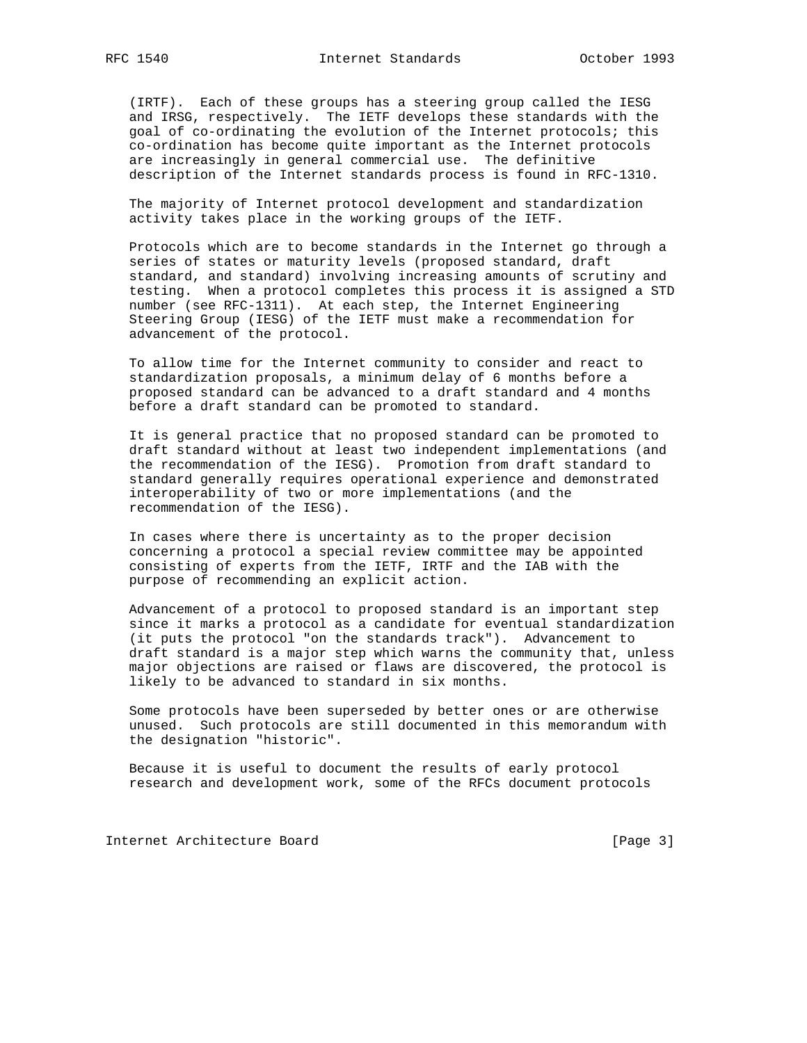(IRTF). Each of these groups has a steering group called the IESG and IRSG, respectively. The IETF develops these standards with the goal of co-ordinating the evolution of the Internet protocols; this co-ordination has become quite important as the Internet protocols are increasingly in general commercial use. The definitive description of the Internet standards process is found in RFC-1310.

The majority of Internet protocol development and standardization activity takes place in the working groups of the IETF.

Protocols which are to become standards in the Internet go through a series of states or maturity levels (proposed standard, draft standard, and standard) involving increasing amounts of scrutiny and testing. When a protocol completes this process it is assigned a STD number (see RFC-1311). At each step, the Internet Engineering Steering Group (IESG) of the IETF must make a recommendation for advancement of the protocol.

To allow time for the Internet community to consider and react to standardization proposals, a minimum delay of 6 months before a proposed standard can be advanced to a draft standard and 4 months before a draft standard can be promoted to standard.

It is general practice that no proposed standard can be promoted to draft standard without at least two independent implementations (and the recommendation of the IESG). Promotion from draft standard to standard generally requires operational experience and demonstrated interoperability of two or more implementations (and the recommendation of the IESG).

In cases where there is uncertainty as to the proper decision concerning a protocol a special review committee may be appointed consisting of experts from the IETF, IRTF and the IAB with the purpose of recommending an explicit action.

Advancement of a protocol to proposed standard is an important step since it marks a protocol as a candidate for eventual standardization (it puts the protocol "on the standards track"). Advancement to draft standard is a major step which warns the community that, unless major objections are raised or flaws are discovered, the protocol is likely to be advanced to standard in six months.

Some protocols have been superseded by better ones or are otherwise unused. Such protocols are still documented in this memorandum with the designation "historic".

Because it is useful to document the results of early protocol research and development work, some of the RFCs document protocols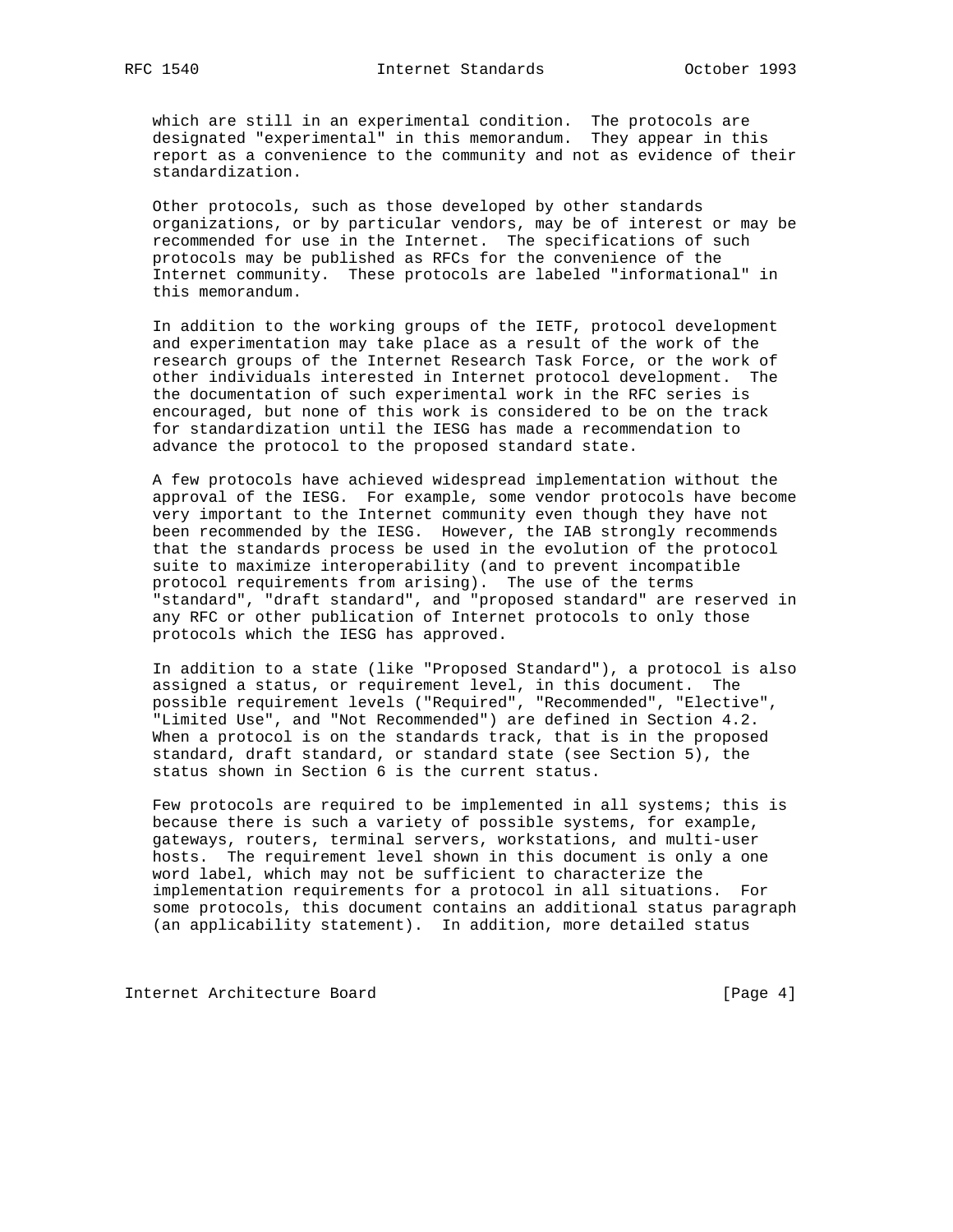which are still in an experimental condition. The protocols are designated "experimental" in this memorandum. They appear in this report as a convenience to the community and not as evidence of their standardization.

Other protocols, such as those developed by other standards organizations, or by particular vendors, may be of interest or may be recommended for use in the Internet. The specifications of such protocols may be published as RFCs for the convenience of the Internet community. These protocols are labeled "informational" in this memorandum.

In addition to the working groups of the IETF, protocol development and experimentation may take place as a result of the work of the research groups of the Internet Research Task Force, or the work of other individuals interested in Internet protocol development. The the documentation of such experimental work in the RFC series is encouraged, but none of this work is considered to be on the track for standardization until the IESG has made a recommendation to advance the protocol to the proposed standard state.

A few protocols have achieved widespread implementation without the approval of the IESG. For example, some vendor protocols have become very important to the Internet community even though they have not been recommended by the IESG. However, the IAB strongly recommends that the standards process be used in the evolution of the protocol suite to maximize interoperability (and to prevent incompatible protocol requirements from arising). The use of the terms "standard", "draft standard", and "proposed standard" are reserved in any RFC or other publication of Internet protocols to only those protocols which the IESG has approved.

In addition to a state (like "Proposed Standard"), a protocol is also assigned a status, or requirement level, in this document. The possible requirement levels ("Required", "Recommended", "Elective", "Limited Use", and "Not Recommended") are defined in Section 4.2. When a protocol is on the standards track, that is in the proposed standard, draft standard, or standard state (see Section 5), the status shown in Section 6 is the current status.

Few protocols are required to be implemented in all systems; this is because there is such a variety of possible systems, for example, gateways, routers, terminal servers, workstations, and multi-user hosts. The requirement level shown in this document is only a one word label, which may not be sufficient to characterize the implementation requirements for a protocol in all situations. For some protocols, this document contains an additional status paragraph (an applicability statement). In addition, more detailed status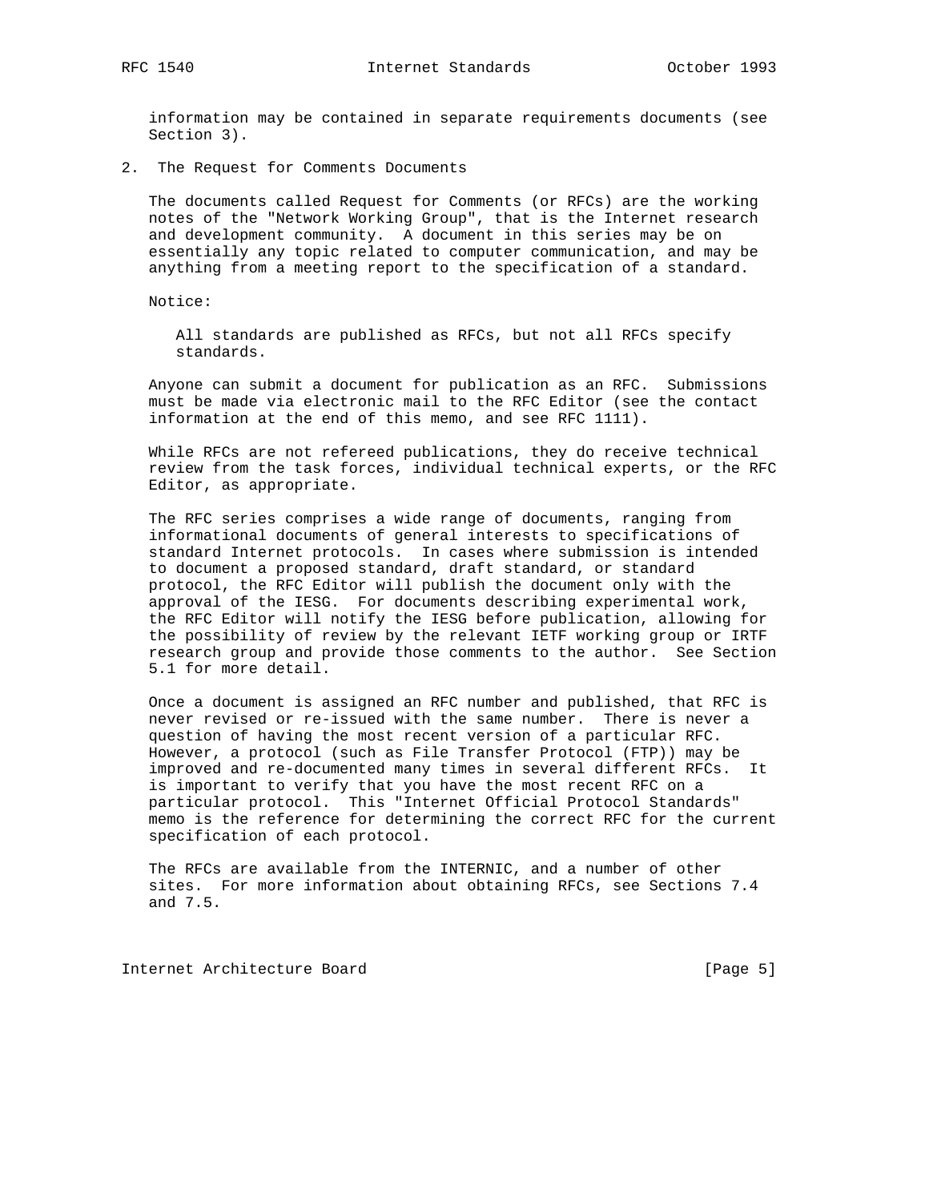information may be contained in separate requirements documents (see Section 3).

## 2. The Request for Comments Documents

The documents called Request for Comments (or RFCs) are the working notes of the "Network Working Group", that is the Internet research and development community. A document in this series may be on essentially any topic related to computer communication, and may be anything from a meeting report to the specification of a standard.

Notice:

> All standards are published as RFCs, but not all RFCs specify standards.

Anyone can submit a document for publication as an RFC. Submissions must be made via electronic mail to the RFC Editor (see the contact information at the end of this memo, and see RFC 1111).

While RFCs are not refereed publications, they do receive technical review from the task forces, individual technical experts, or the RFC Editor, as appropriate.

The RFC series comprises a wide range of documents, ranging from informational documents of general interests to specifications of standard Internet protocols. In cases where submission is intended to document a proposed standard, draft standard, or standard protocol, the RFC Editor will publish the document only with the approval of the IESG. For documents describing experimental work, the RFC Editor will notify the IESG before publication, allowing for the possibility of review by the relevant IETF working group or IRTF research group and provide those comments to the author. See Section 5.1 for more detail.

Once a document is assigned an RFC number and published, that RFC is never revised or re-issued with the same number. There is never a question of having the most recent version of a particular RFC. However, a protocol (such as File Transfer Protocol (FTP)) may be improved and re-documented many times in several different RFCs. It is important to verify that you have the most recent RFC on a particular protocol. This "Internet Official Protocol Standards" memo is the reference for determining the correct RFC for the current specification of each protocol.

The RFCs are available from the INTERNIC, and a number of other sites. For more information about obtaining RFCs, see Sections 7.4 and 7.5.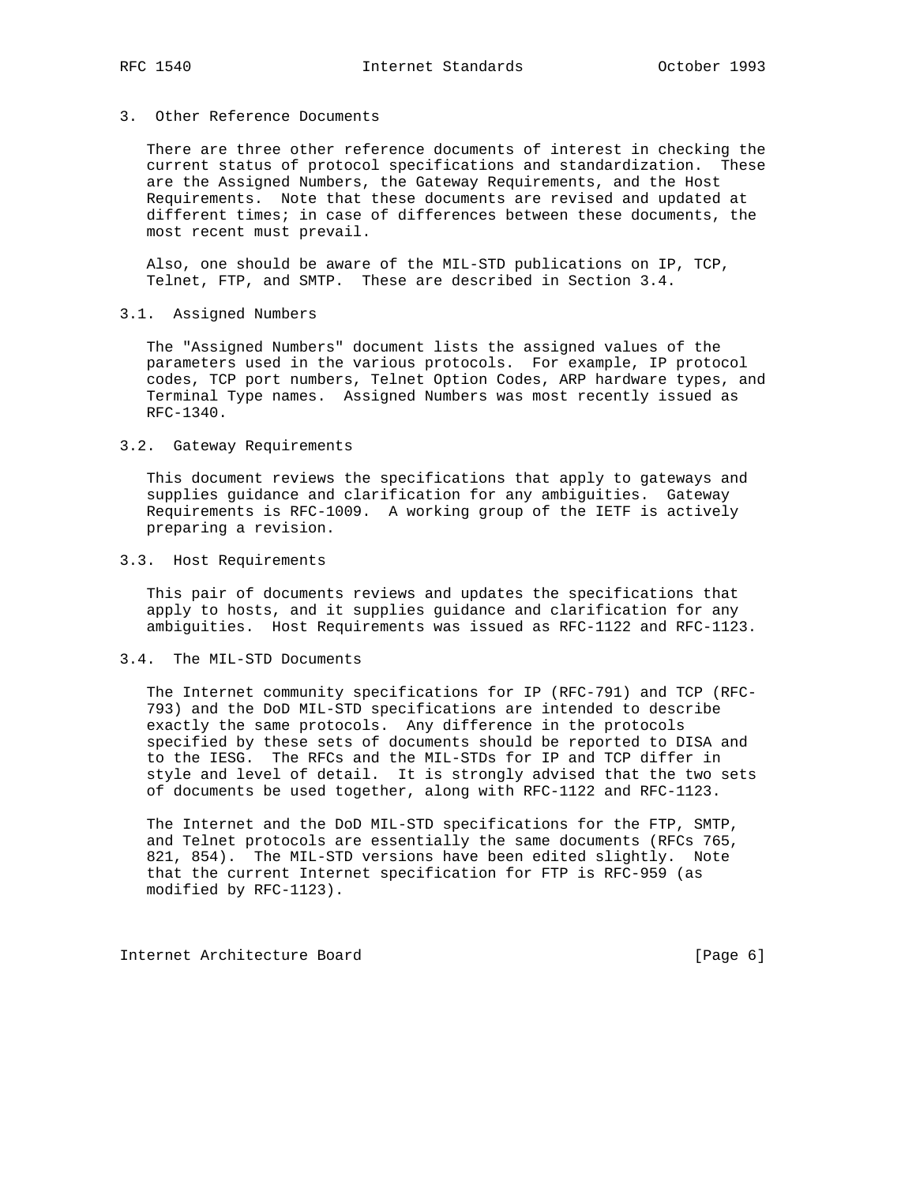## 3. Other Reference Documents

There are three other reference documents of interest in checking the current status of protocol specifications and standardization. These are the Assigned Numbers, the Gateway Requirements, and the Host Requirements. Note that these documents are revised and updated at different times; in case of differences between these documents, the most recent must prevail.

Also, one should be aware of the MIL-STD publications on IP, TCP, Telnet, FTP, and SMTP. These are described in Section 3.4.

### 3.1. Assigned Numbers

The "Assigned Numbers" document lists the assigned values of the parameters used in the various protocols. For example, IP protocol codes, TCP port numbers, Telnet Option Codes, ARP hardware types, and Terminal Type names. Assigned Numbers was most recently issued as RFC-1340.

### 3.2. Gateway Requirements

This document reviews the specifications that apply to gateways and supplies guidance and clarification for any ambiguities. Gateway Requirements is RFC-1009. A working group of the IETF is actively preparing a revision.

### 3.3. Host Requirements

This pair of documents reviews and updates the specifications that apply to hosts, and it supplies guidance and clarification for any ambiguities. Host Requirements was issued as RFC-1122 and RFC-1123.

### 3.4. The MIL-STD Documents

The Internet community specifications for IP (RFC-791) and TCP (RFC-793) and the DoD MIL-STD specifications are intended to describe exactly the same protocols. Any difference in the protocols specified by these sets of documents should be reported to DISA and to the IESG. The RFCs and the MIL-STDs for IP and TCP differ in style and level of detail. It is strongly advised that the two sets of documents be used together, along with RFC-1122 and RFC-1123.

The Internet and the DoD MIL-STD specifications for the FTP, SMTP, and Telnet protocols are essentially the same documents (RFCs 765, 821, 854). The MIL-STD versions have been edited slightly. Note that the current Internet specification for FTP is RFC-959 (as modified by RFC-1123).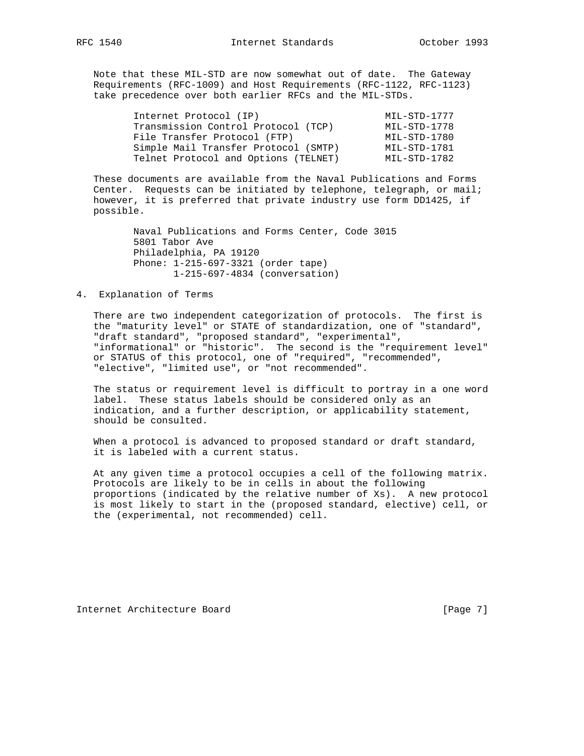Note that these MIL-STD are now somewhat out of date. The Gateway Requirements (RFC-1009) and Host Requirements (RFC-1122, RFC-1123) take precedence over both earlier RFCs and the MIL-STDs.

| | |
|---|---|
| Internet Protocol (IP) | MIL-STD-1777 |
| Transmission Control Protocol (TCP) | MIL-STD-1778 |
| File Transfer Protocol (FTP) | MIL-STD-1780 |
| Simple Mail Transfer Protocol (SMTP) | MIL-STD-1781 |
| Telnet Protocol and Options (TELNET) | MIL-STD-1782 |

These documents are available from the Naval Publications and Forms Center. Requests can be initiated by telephone, telegraph, or mail; however, it is preferred that private industry use form DD1425, if possible.

Naval Publications and Forms Center, Code 3015
5801 Tabor Ave
Philadelphia, PA 19120
Phone: 1-215-697-3321 (order tape)
1-215-697-4834 (conversation)

## 4. Explanation of Terms

There are two independent categorization of protocols. The first is the "maturity level" or STATE of standardization, one of "standard", "draft standard", "proposed standard", "experimental", "informational" or "historic". The second is the "requirement level" or STATUS of this protocol, one of "required", "recommended", "elective", "limited use", or "not recommended".

The status or requirement level is difficult to portray in a one word label. These status labels should be considered only as an indication, and a further description, or applicability statement, should be consulted.

When a protocol is advanced to proposed standard or draft standard, it is labeled with a current status.

At any given time a protocol occupies a cell of the following matrix. Protocols are likely to be in cells in about the following proportions (indicated by the relative number of Xs). A new protocol is most likely to start in the (proposed standard, elective) cell, or the (experimental, not recommended) cell.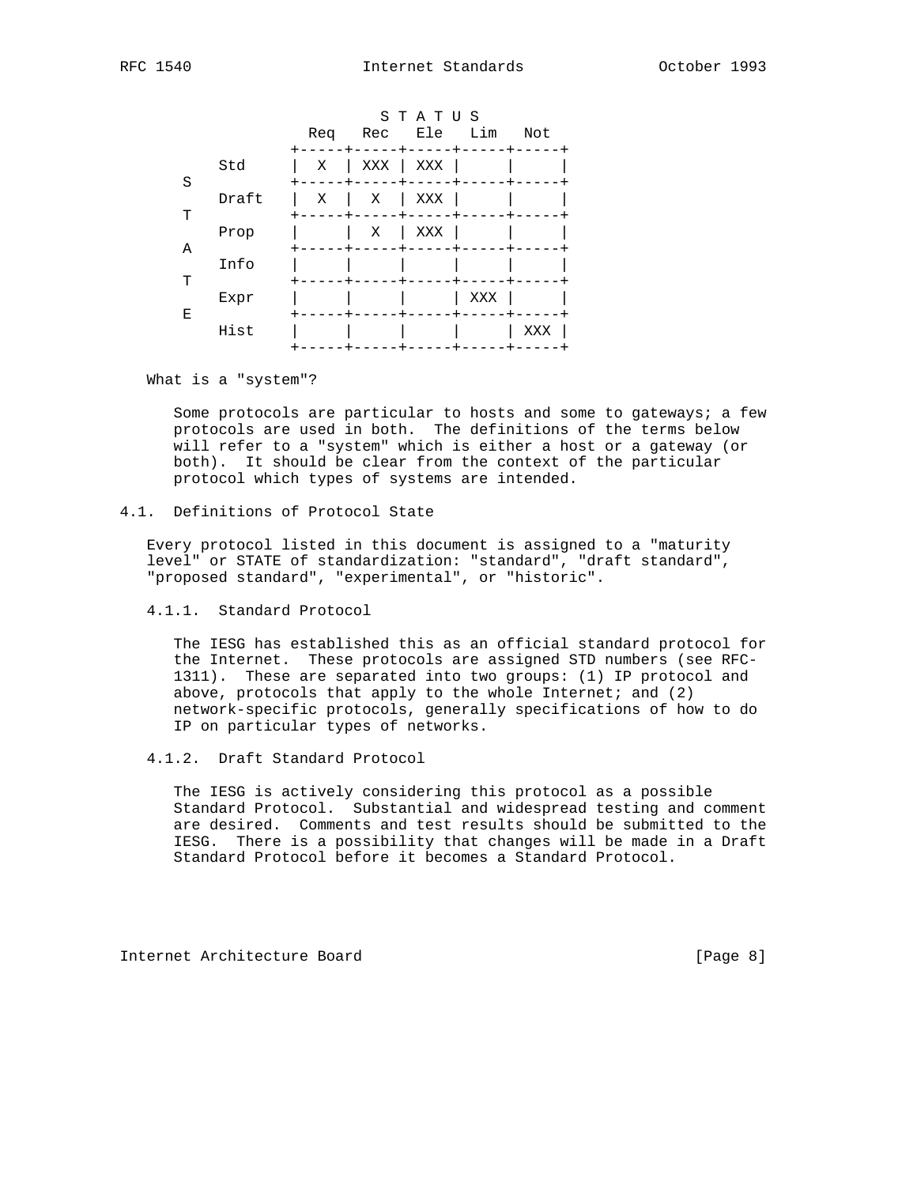|  |  | S T A T U S |  |  |  |
|---|---|---|---|---|---|
| STATE | Req | Rec | Ele | Lim | Not |
| Std | X | XXX | XXX |  |  |
| Draft | X | X | XXX |  |  |
| Prop |  | X | XXX |  |  |
| Info |  |  |  |  |  |
| Expr |  |  |  | XXX |  |
| Hist |  |  |  |  | XXX |

What is a "system"?

Some protocols are particular to hosts and some to gateways; a few protocols are used in both. The definitions of the terms below will refer to a "system" which is either a host or a gateway (or both). It should be clear from the context of the particular protocol which types of systems are intended.

## 4.1. Definitions of Protocol State

Every protocol listed in this document is assigned to a "maturity level" or STATE of standardization: "standard", "draft standard", "proposed standard", "experimental", or "historic".

### 4.1.1. Standard Protocol

The IESG has established this as an official standard protocol for the Internet. These protocols are assigned STD numbers (see RFC-1311). These are separated into two groups: (1) IP protocol and above, protocols that apply to the whole Internet; and (2) network-specific protocols, generally specifications of how to do IP on particular types of networks.

### 4.1.2. Draft Standard Protocol

The IESG is actively considering this protocol as a possible Standard Protocol. Substantial and widespread testing and comment are desired. Comments and test results should be submitted to the IESG. There is a possibility that changes will be made in a Draft Standard Protocol before it becomes a Standard Protocol.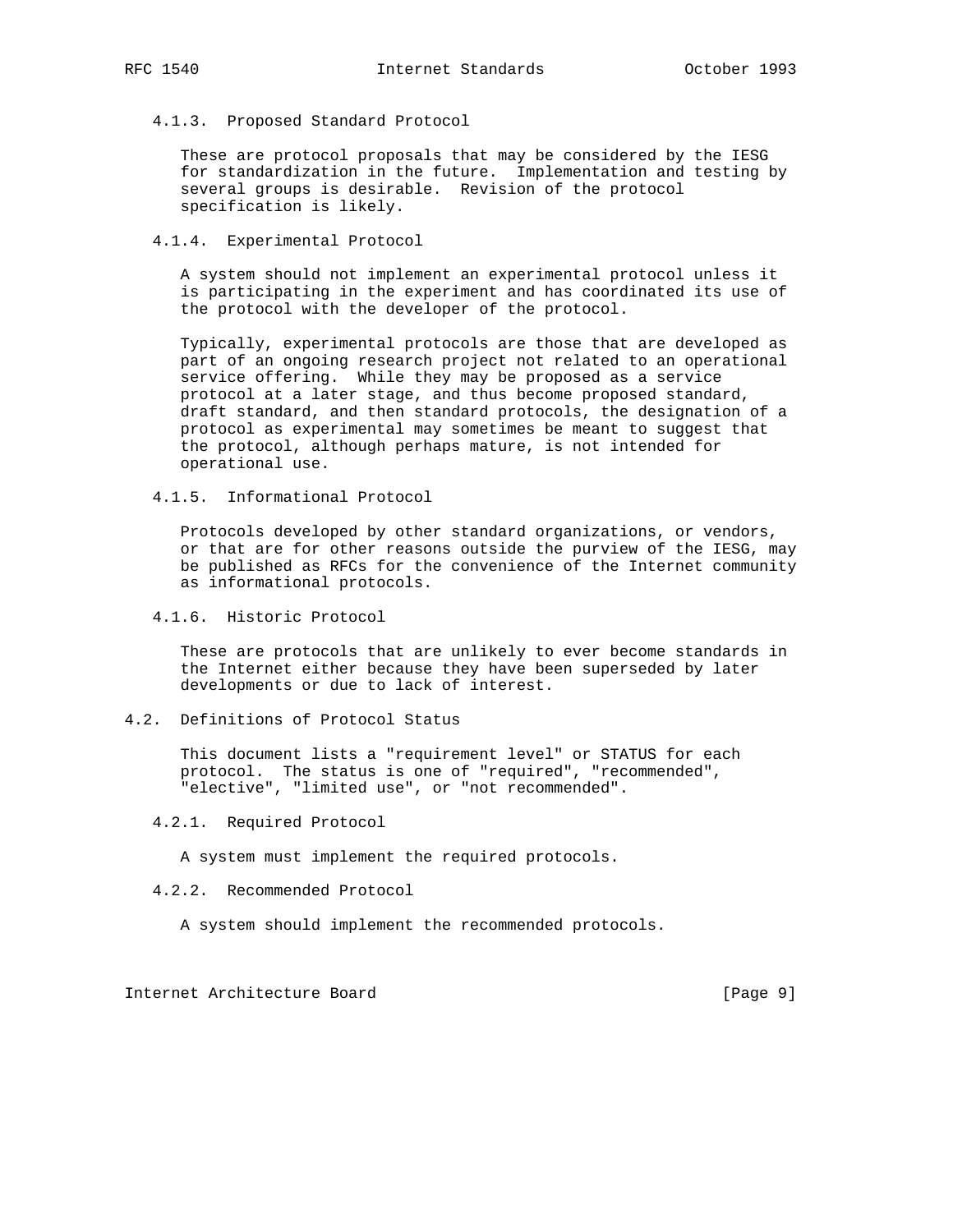#### 4.1.3. Proposed Standard Protocol

These are protocol proposals that may be considered by the IESG for standardization in the future. Implementation and testing by several groups is desirable. Revision of the protocol specification is likely.

#### 4.1.4. Experimental Protocol

A system should not implement an experimental protocol unless it is participating in the experiment and has coordinated its use of the protocol with the developer of the protocol.

Typically, experimental protocols are those that are developed as part of an ongoing research project not related to an operational service offering. While they may be proposed as a service protocol at a later stage, and thus become proposed standard, draft standard, and then standard protocols, the designation of a protocol as experimental may sometimes be meant to suggest that the protocol, although perhaps mature, is not intended for operational use.

#### 4.1.5. Informational Protocol

Protocols developed by other standard organizations, or vendors, or that are for other reasons outside the purview of the IESG, may be published as RFCs for the convenience of the Internet community as informational protocols.

#### 4.1.6. Historic Protocol

These are protocols that are unlikely to ever become standards in the Internet either because they have been superseded by later developments or due to lack of interest.

### 4.2. Definitions of Protocol Status

This document lists a "requirement level" or STATUS for each protocol. The status is one of "required", "recommended", "elective", "limited use", or "not recommended".

#### 4.2.1. Required Protocol

A system must implement the required protocols.

#### 4.2.2. Recommended Protocol

A system should implement the recommended protocols.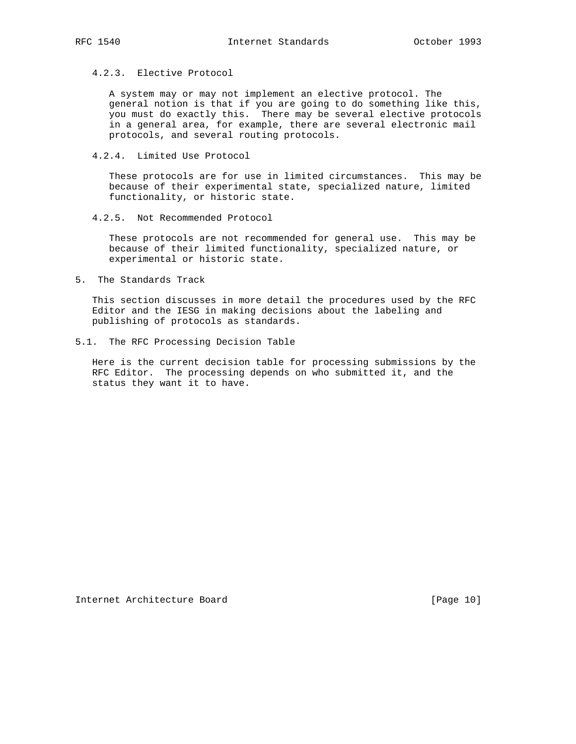#### 4.2.3. Elective Protocol

A system may or may not implement an elective protocol. The general notion is that if you are going to do something like this, you must do exactly this. There may be several elective protocols in a general area, for example, there are several electronic mail protocols, and several routing protocols.

#### 4.2.4. Limited Use Protocol

These protocols are for use in limited circumstances. This may be because of their experimental state, specialized nature, limited functionality, or historic state.

#### 4.2.5. Not Recommended Protocol

These protocols are not recommended for general use. This may be because of their limited functionality, specialized nature, or experimental or historic state.

## 5. The Standards Track

This section discusses in more detail the procedures used by the RFC Editor and the IESG in making decisions about the labeling and publishing of protocols as standards.

### 5.1. The RFC Processing Decision Table

Here is the current decision table for processing submissions by the RFC Editor. The processing depends on who submitted it, and the status they want it to have.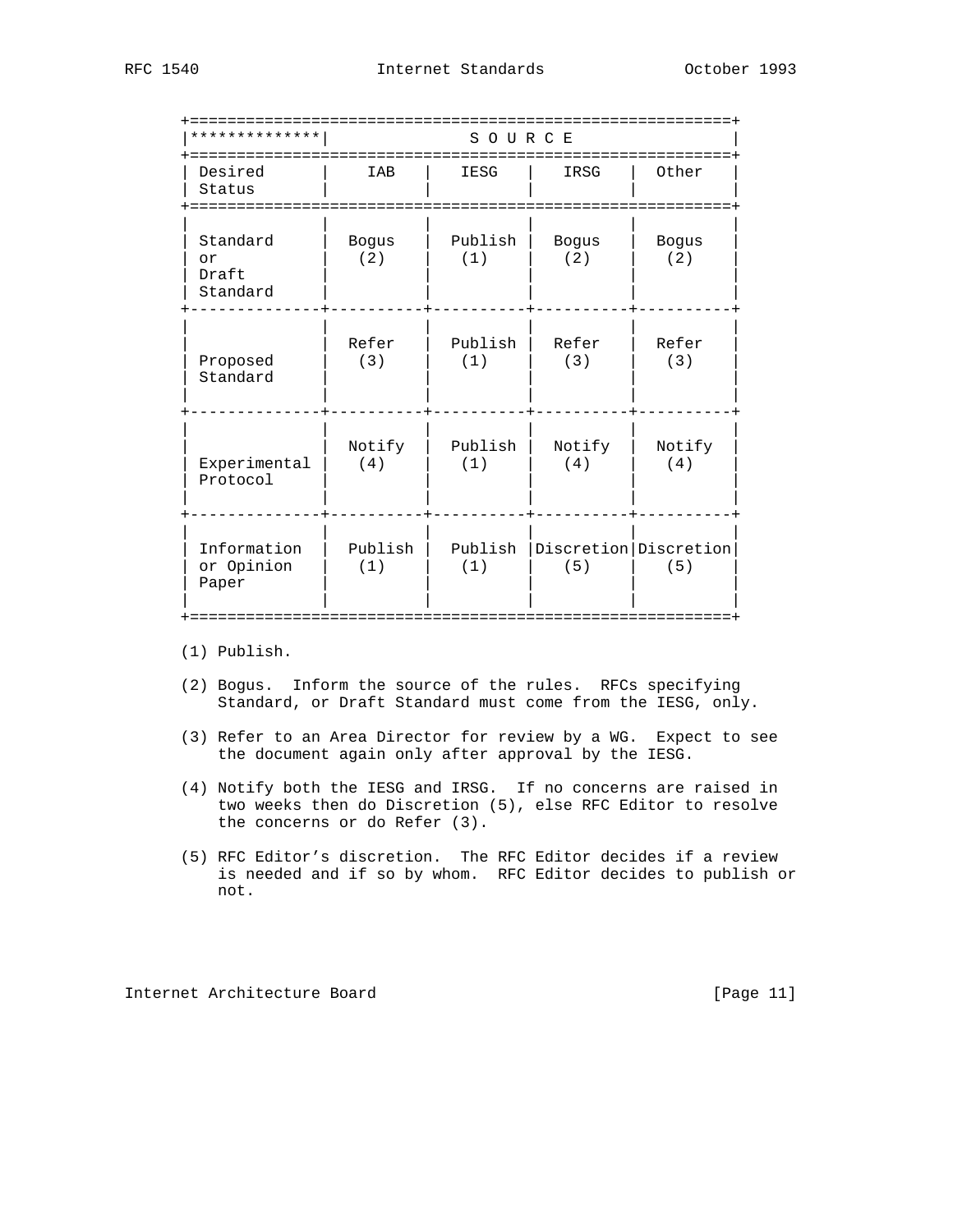| Desired Status | IAB | IESG | IRSG | Other |
|---|---|---|---|---|
| Standard or Draft Standard | Bogus (2) | Publish (1) | Bogus (2) | Bogus (2) |
| Proposed Standard | Refer (3) | Publish (1) | Refer (3) | Refer (3) |
| Experimental Protocol | Notify (4) | Publish (1) | Notify (4) | Notify (4) |
| Information or Opinion Paper | Publish (1) | Publish (1) | Discretion (5) | Discretion (5) |

(1) Publish.

(2) Bogus. Inform the source of the rules. RFCs specifying Standard, or Draft Standard must come from the IESG, only.

(3) Refer to an Area Director for review by a WG. Expect to see the document again only after approval by the IESG.

(4) Notify both the IESG and IRSG. If no concerns are raised in two weeks then do Discretion (5), else RFC Editor to resolve the concerns or do Refer (3).

(5) RFC Editor's discretion. The RFC Editor decides if a review is needed and if so by whom. RFC Editor decides to publish or not.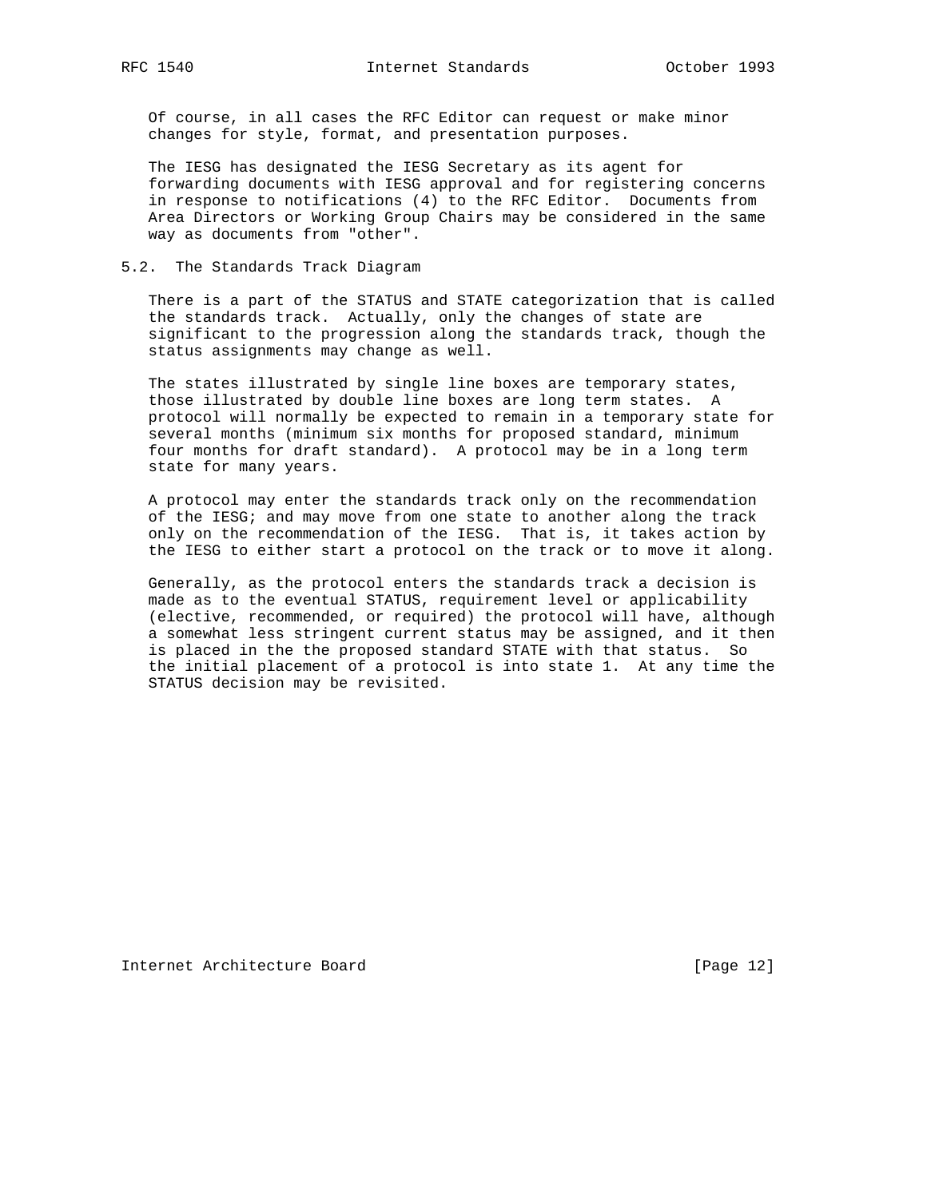Of course, in all cases the RFC Editor can request or make minor changes for style, format, and presentation purposes.

The IESG has designated the IESG Secretary as its agent for forwarding documents with IESG approval and for registering concerns in response to notifications (4) to the RFC Editor. Documents from Area Directors or Working Group Chairs may be considered in the same way as documents from "other".

## 5.2. The Standards Track Diagram

There is a part of the STATUS and STATE categorization that is called the standards track. Actually, only the changes of state are significant to the progression along the standards track, though the status assignments may change as well.

The states illustrated by single line boxes are temporary states, those illustrated by double line boxes are long term states. A protocol will normally be expected to remain in a temporary state for several months (minimum six months for proposed standard, minimum four months for draft standard). A protocol may be in a long term state for many years.

A protocol may enter the standards track only on the recommendation of the IESG; and may move from one state to another along the track only on the recommendation of the IESG. That is, it takes action by the IESG to either start a protocol on the track or to move it along.

Generally, as the protocol enters the standards track a decision is made as to the eventual STATUS, requirement level or applicability (elective, recommended, or required) the protocol will have, although a somewhat less stringent current status may be assigned, and it then is placed in the the proposed standard STATE with that status. So the initial placement of a protocol is into state 1. At any time the STATUS decision may be revisited.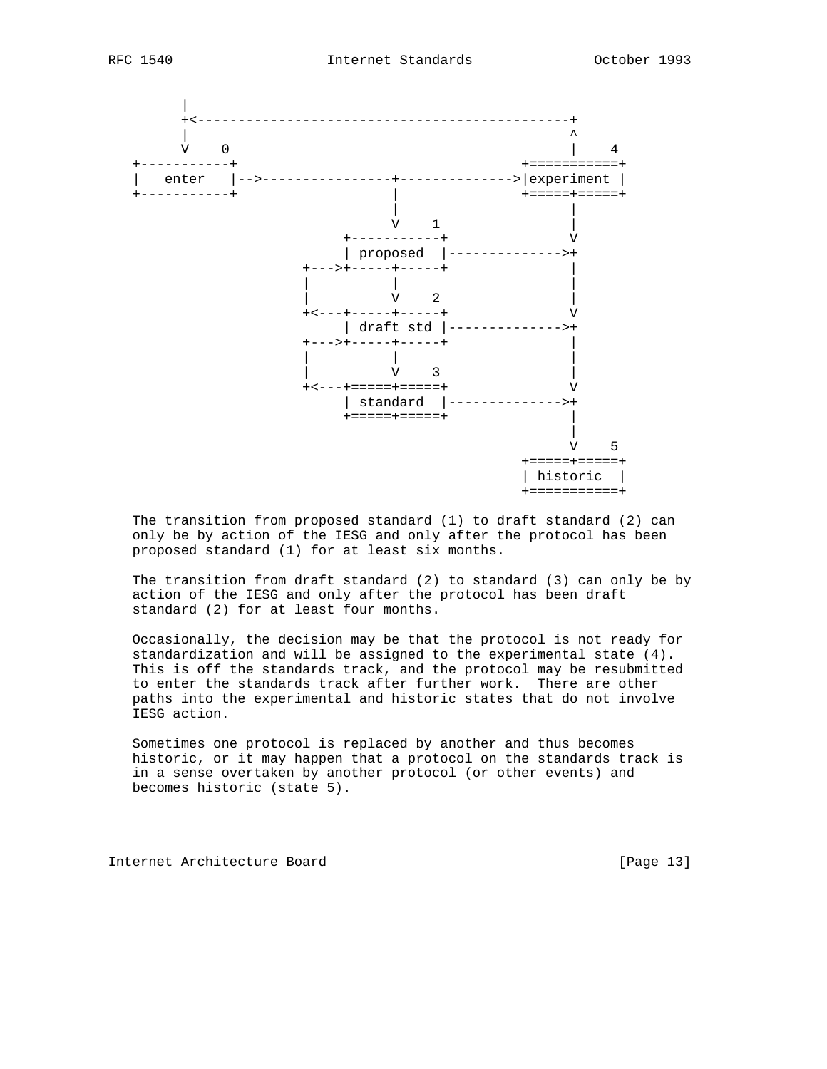```
       |
       +<----------------------------------------------+
       |                                               ^
       V    0                                          |    4
  +-----------+                                  +===========+
  |   enter   |-->----------------+-------------->|experiment |
  +-----------+                   |              +=====+=====+
                                  |                    |
                                  V    1               |
                            +-----------+              V
                            | proposed  |-------------->+
                       +--->+-----+-----+              |
                       |          |                    |
                       |          V    2               |
                       +<---+-----+-----+              V
                            | draft std |-------------->+
                       +--->+-----+-----+              |
                       |          |                    |
                       |          V    3               |
                       +<---+=====+=====+              V
                            | standard  |-------------->+
                            +=====+=====+              |
                                                       |
                                                       V    5
                                                 +=====+=====+
                                                 | historic  |
                                                 +===========+
```

The transition from proposed standard (1) to draft standard (2) can only be by action of the IESG and only after the protocol has been proposed standard (1) for at least six months.

The transition from draft standard (2) to standard (3) can only be by action of the IESG and only after the protocol has been draft standard (2) for at least four months.

Occasionally, the decision may be that the protocol is not ready for standardization and will be assigned to the experimental state (4). This is off the standards track, and the protocol may be resubmitted to enter the standards track after further work. There are other paths into the experimental and historic states that do not involve IESG action.

Sometimes one protocol is replaced by another and thus becomes historic, or it may happen that a protocol on the standards track is in a sense overtaken by another protocol (or other events) and becomes historic (state 5).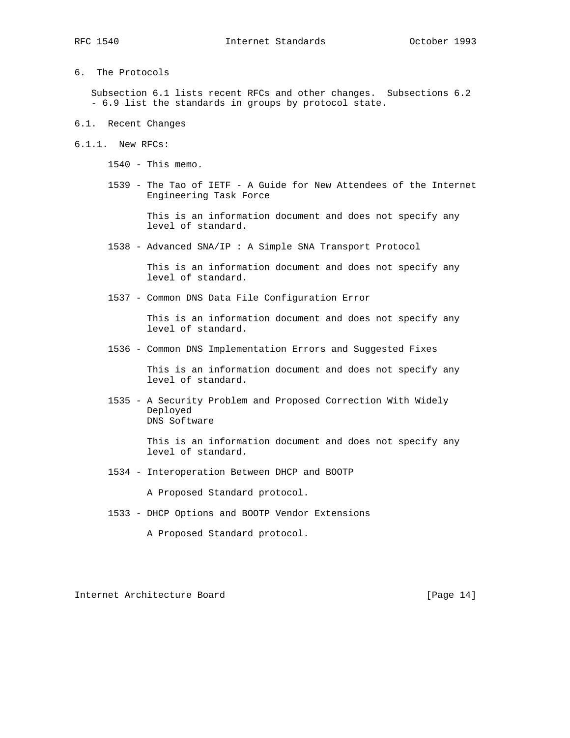## 6. The Protocols

Subsection 6.1 lists recent RFCs and other changes. Subsections 6.2 - 6.9 list the standards in groups by protocol state.

### 6.1. Recent Changes

#### 6.1.1. New RFCs:

1540 - This memo.

1539 - The Tao of IETF - A Guide for New Attendees of the Internet Engineering Task Force

This is an information document and does not specify any level of standard.

1538 - Advanced SNA/IP : A Simple SNA Transport Protocol

This is an information document and does not specify any level of standard.

1537 - Common DNS Data File Configuration Error

This is an information document and does not specify any level of standard.

1536 - Common DNS Implementation Errors and Suggested Fixes

This is an information document and does not specify any level of standard.

1535 - A Security Problem and Proposed Correction With Widely Deployed DNS Software

This is an information document and does not specify any level of standard.

1534 - Interoperation Between DHCP and BOOTP

A Proposed Standard protocol.

1533 - DHCP Options and BOOTP Vendor Extensions

A Proposed Standard protocol.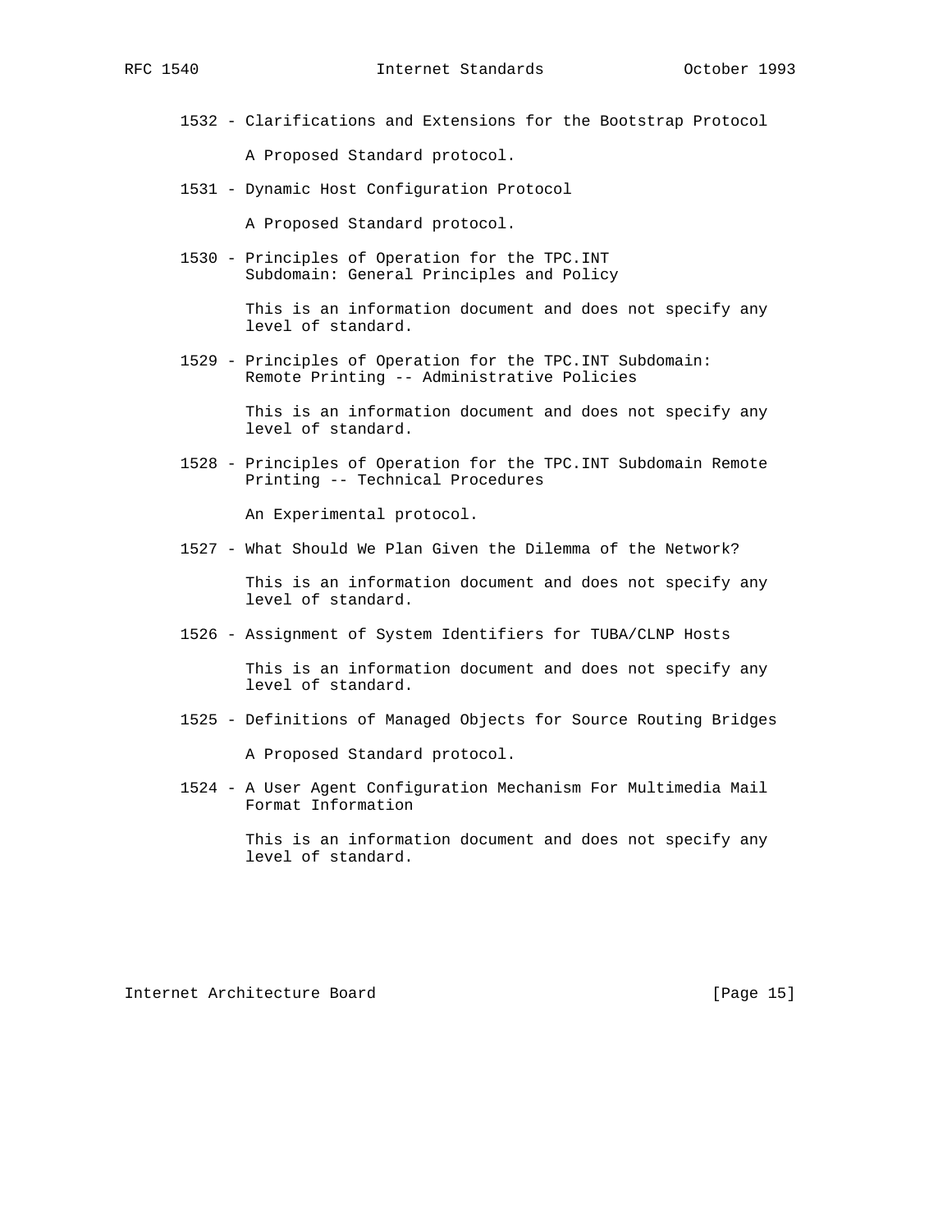1532 - Clarifications and Extensions for the Bootstrap Protocol

A Proposed Standard protocol.

1531 - Dynamic Host Configuration Protocol

A Proposed Standard protocol.

1530 - Principles of Operation for the TPC.INT Subdomain: General Principles and Policy

This is an information document and does not specify any level of standard.

1529 - Principles of Operation for the TPC.INT Subdomain: Remote Printing -- Administrative Policies

This is an information document and does not specify any level of standard.

1528 - Principles of Operation for the TPC.INT Subdomain Remote Printing -- Technical Procedures

An Experimental protocol.

1527 - What Should We Plan Given the Dilemma of the Network?

This is an information document and does not specify any level of standard.

1526 - Assignment of System Identifiers for TUBA/CLNP Hosts

This is an information document and does not specify any level of standard.

1525 - Definitions of Managed Objects for Source Routing Bridges

A Proposed Standard protocol.

1524 - A User Agent Configuration Mechanism For Multimedia Mail Format Information

This is an information document and does not specify any level of standard.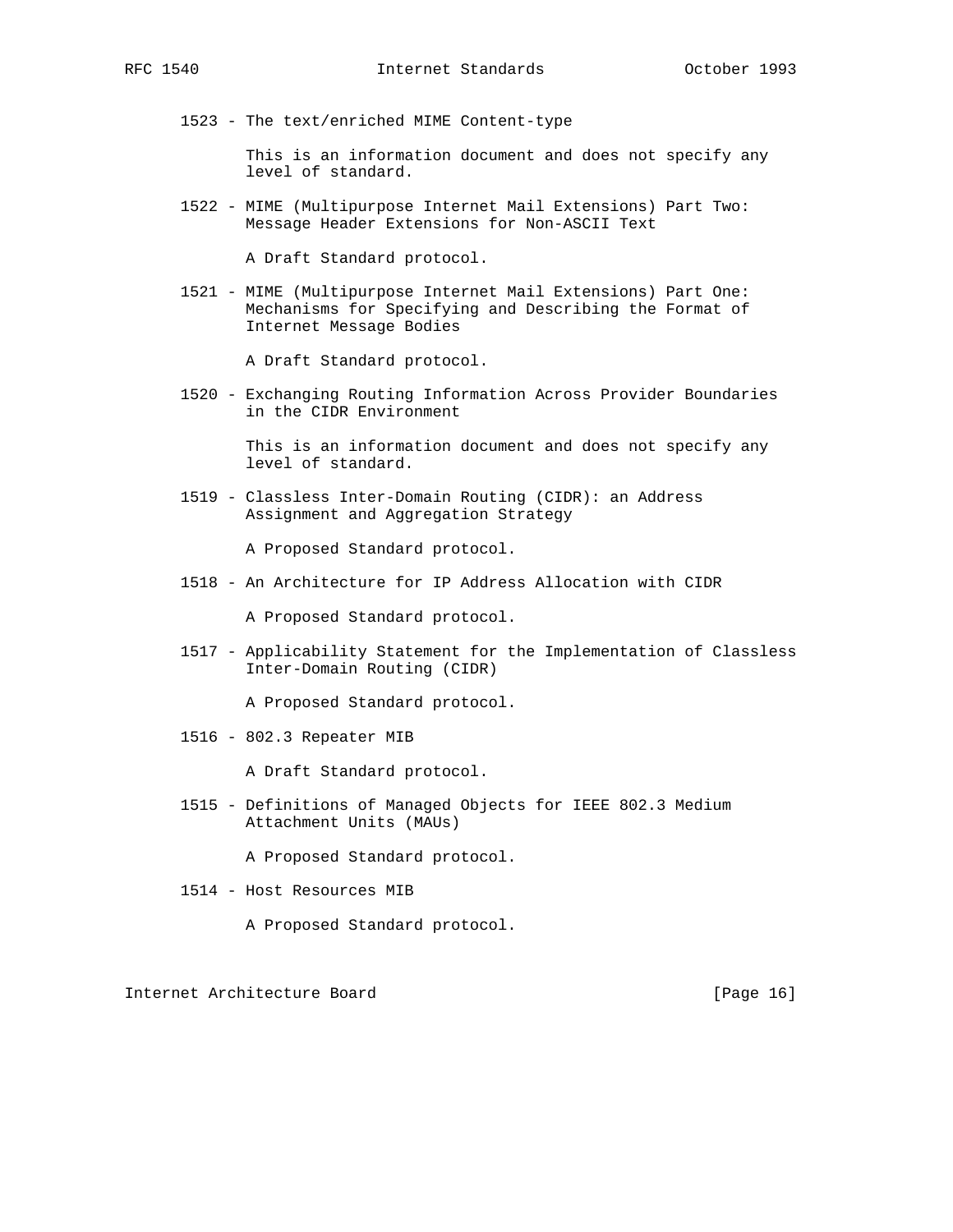1523 - The text/enriched MIME Content-type

This is an information document and does not specify any level of standard.

1522 - MIME (Multipurpose Internet Mail Extensions) Part Two: Message Header Extensions for Non-ASCII Text

A Draft Standard protocol.

1521 - MIME (Multipurpose Internet Mail Extensions) Part One: Mechanisms for Specifying and Describing the Format of Internet Message Bodies

A Draft Standard protocol.

1520 - Exchanging Routing Information Across Provider Boundaries in the CIDR Environment

This is an information document and does not specify any level of standard.

1519 - Classless Inter-Domain Routing (CIDR): an Address Assignment and Aggregation Strategy

A Proposed Standard protocol.

1518 - An Architecture for IP Address Allocation with CIDR

A Proposed Standard protocol.

1517 - Applicability Statement for the Implementation of Classless Inter-Domain Routing (CIDR)

A Proposed Standard protocol.

1516 - 802.3 Repeater MIB

A Draft Standard protocol.

1515 - Definitions of Managed Objects for IEEE 802.3 Medium Attachment Units (MAUs)

A Proposed Standard protocol.

1514 - Host Resources MIB

A Proposed Standard protocol.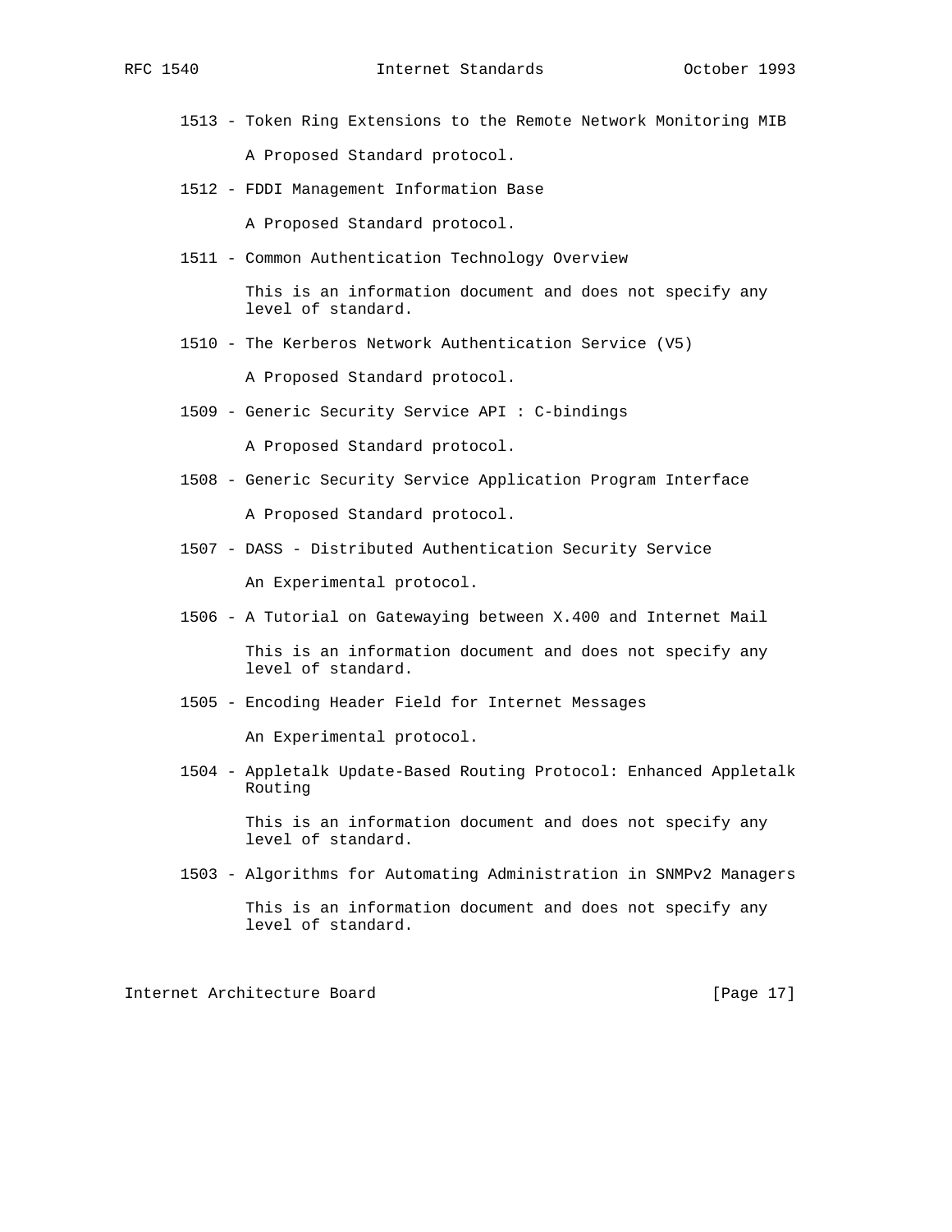1513 - Token Ring Extensions to the Remote Network Monitoring MIB

A Proposed Standard protocol.

1512 - FDDI Management Information Base

A Proposed Standard protocol.

1511 - Common Authentication Technology Overview

This is an information document and does not specify any level of standard.

1510 - The Kerberos Network Authentication Service (V5)

A Proposed Standard protocol.

1509 - Generic Security Service API : C-bindings

A Proposed Standard protocol.

1508 - Generic Security Service Application Program Interface

A Proposed Standard protocol.

1507 - DASS - Distributed Authentication Security Service

An Experimental protocol.

1506 - A Tutorial on Gatewaying between X.400 and Internet Mail

This is an information document and does not specify any level of standard.

1505 - Encoding Header Field for Internet Messages

An Experimental protocol.

1504 - Appletalk Update-Based Routing Protocol: Enhanced Appletalk Routing

This is an information document and does not specify any level of standard.

1503 - Algorithms for Automating Administration in SNMPv2 Managers

This is an information document and does not specify any level of standard.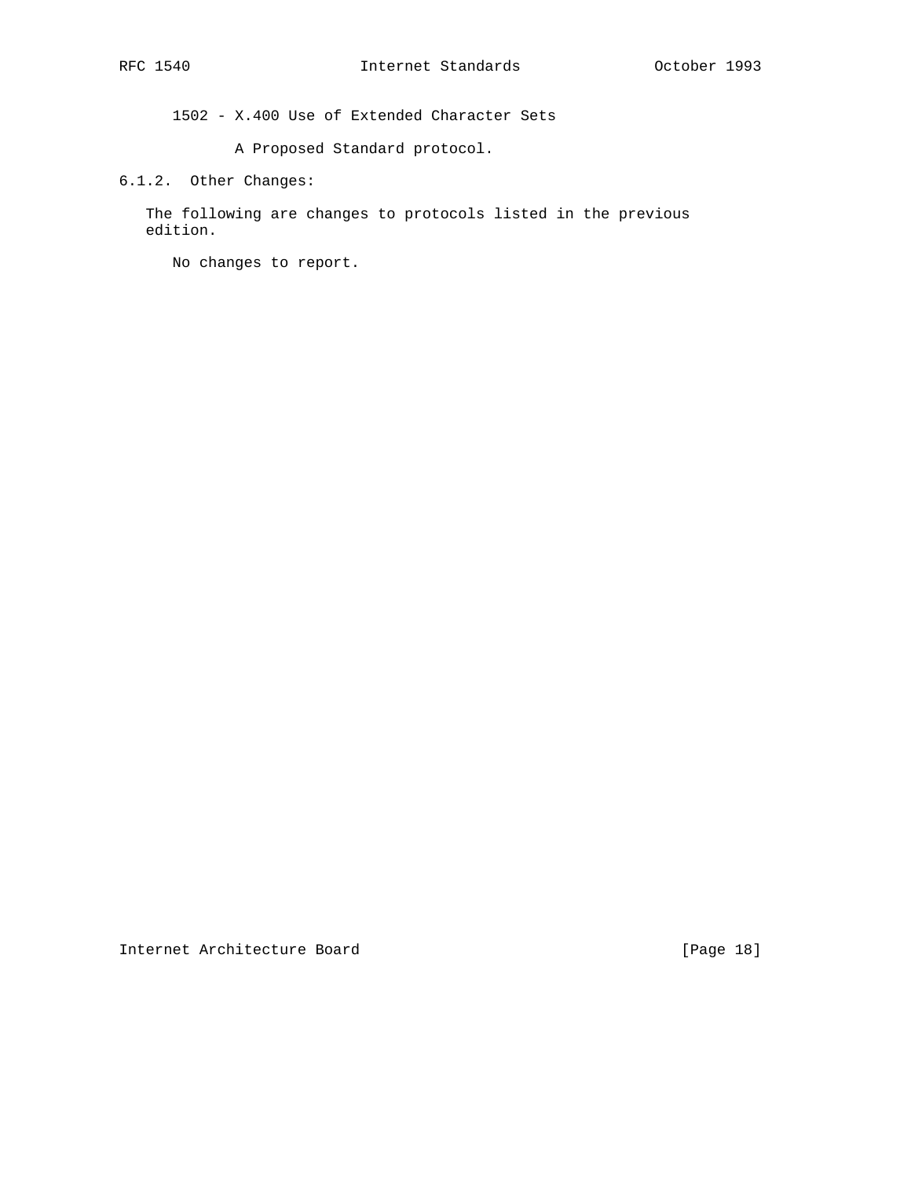1502 - X.400 Use of Extended Character Sets

A Proposed Standard protocol.

### 6.1.2. Other Changes:

The following are changes to protocols listed in the previous edition.

No changes to report.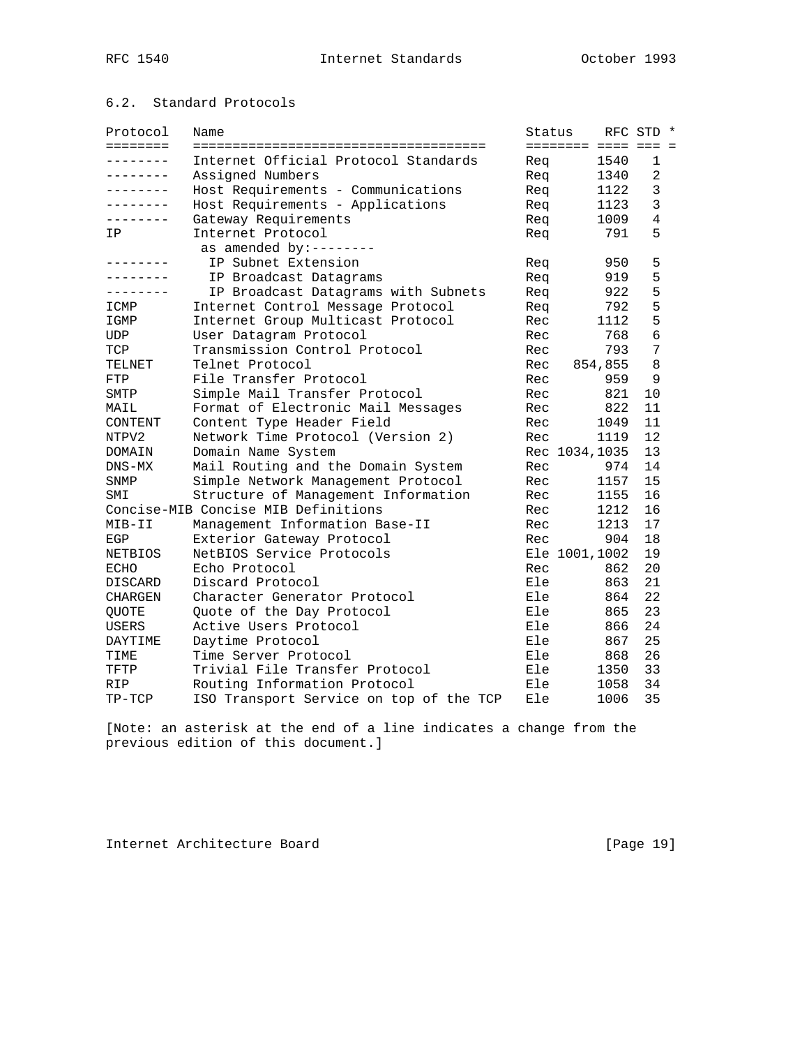## 6.2. Standard Protocols

| Protocol | Name | Status | RFC | STD | * |
|---|---|---|---|---|---|
| -------- | Internet Official Protocol Standards | Req | 1540 | 1 | |
| -------- | Assigned Numbers | Req | 1340 | 2 | |
| -------- | Host Requirements - Communications | Req | 1122 | 3 | |
| -------- | Host Requirements - Applications | Req | 1123 | 3 | |
| -------- | Gateway Requirements | Req | 1009 | 4 | |
| IP | Internet Protocol | Req | 791 | 5 | |
| | as amended by:-------- | | | | |
| -------- | IP Subnet Extension | Req | 950 | 5 | |
| -------- | IP Broadcast Datagrams | Req | 919 | 5 | |
| -------- | IP Broadcast Datagrams with Subnets | Req | 922 | 5 | |
| ICMP | Internet Control Message Protocol | Req | 792 | 5 | |
| IGMP | Internet Group Multicast Protocol | Rec | 1112 | 5 | |
| UDP | User Datagram Protocol | Rec | 768 | 6 | |
| TCP | Transmission Control Protocol | Rec | 793 | 7 | |
| TELNET | Telnet Protocol | Rec | 854,855 | 8 | |
| FTP | File Transfer Protocol | Rec | 959 | 9 | |
| SMTP | Simple Mail Transfer Protocol | Rec | 821 | 10 | |
| MAIL | Format of Electronic Mail Messages | Rec | 822 | 11 | |
| CONTENT | Content Type Header Field | Rec | 1049 | 11 | |
| NTPV2 | Network Time Protocol (Version 2) | Rec | 1119 | 12 | |
| DOMAIN | Domain Name System | Rec | 1034,1035 | 13 | |
| DNS-MX | Mail Routing and the Domain System | Rec | 974 | 14 | |
| SNMP | Simple Network Management Protocol | Rec | 1157 | 15 | |
| SMI | Structure of Management Information | Rec | 1155 | 16 | |
| Concise-MIB | Concise MIB Definitions | Rec | 1212 | 16 | |
| MIB-II | Management Information Base-II | Rec | 1213 | 17 | |
| EGP | Exterior Gateway Protocol | Rec | 904 | 18 | |
| NETBIOS | NetBIOS Service Protocols | Ele | 1001,1002 | 19 | |
| ECHO | Echo Protocol | Rec | 862 | 20 | |
| DISCARD | Discard Protocol | Ele | 863 | 21 | |
| CHARGEN | Character Generator Protocol | Ele | 864 | 22 | |
| QUOTE | Quote of the Day Protocol | Ele | 865 | 23 | |
| USERS | Active Users Protocol | Ele | 866 | 24 | |
| DAYTIME | Daytime Protocol | Ele | 867 | 25 | |
| TIME | Time Server Protocol | Ele | 868 | 26 | |
| TFTP | Trivial File Transfer Protocol | Ele | 1350 | 33 | |
| RIP | Routing Information Protocol | Ele | 1058 | 34 | |
| TP-TCP | ISO Transport Service on top of the TCP | Ele | 1006 | 35 | |

[Note: an asterisk at the end of a line indicates a change from the previous edition of this document.]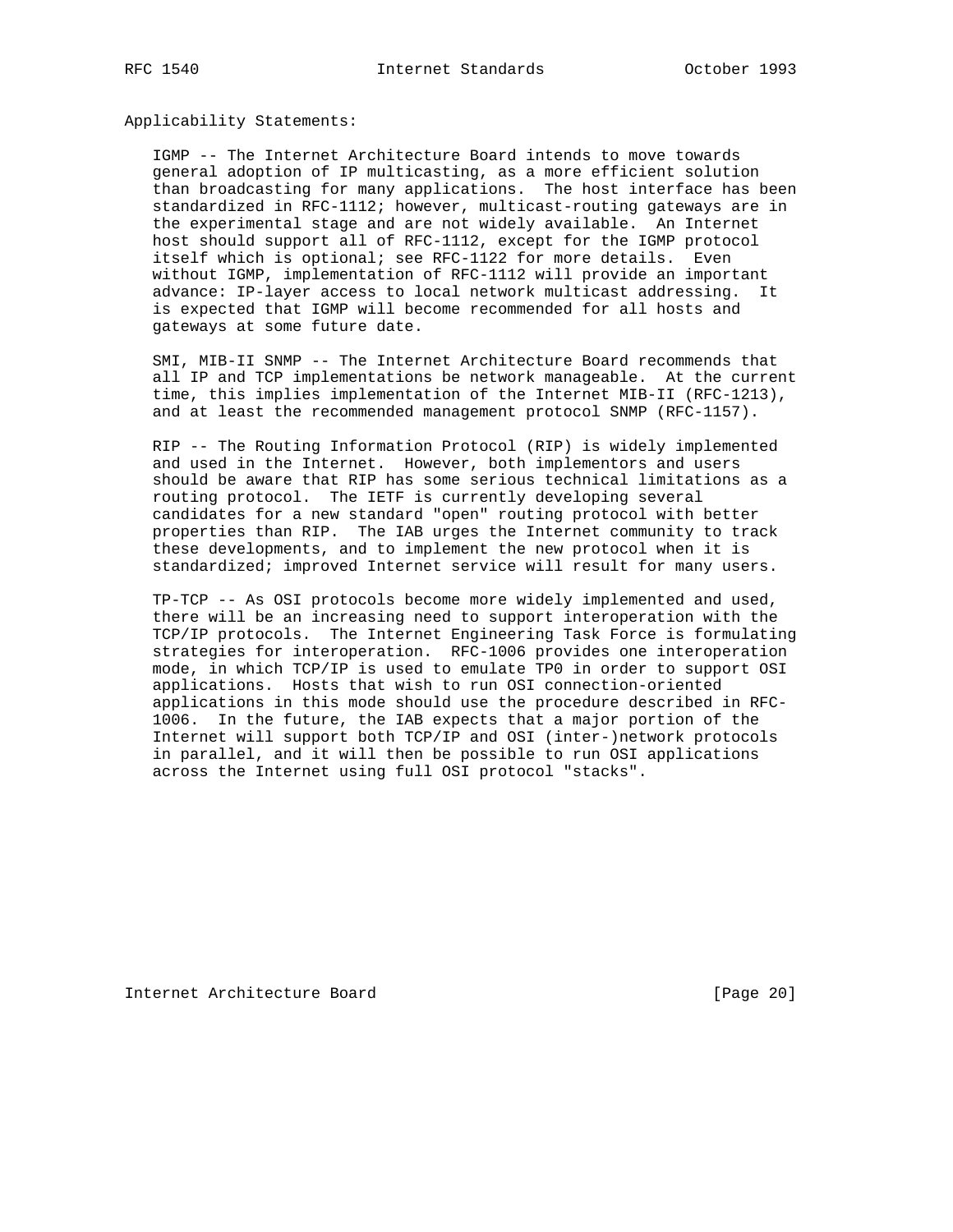Applicability Statements:

IGMP -- The Internet Architecture Board intends to move towards general adoption of IP multicasting, as a more efficient solution than broadcasting for many applications. The host interface has been standardized in RFC-1112; however, multicast-routing gateways are in the experimental stage and are not widely available. An Internet host should support all of RFC-1112, except for the IGMP protocol itself which is optional; see RFC-1122 for more details. Even without IGMP, implementation of RFC-1112 will provide an important advance: IP-layer access to local network multicast addressing. It is expected that IGMP will become recommended for all hosts and gateways at some future date.

SMI, MIB-II SNMP -- The Internet Architecture Board recommends that all IP and TCP implementations be network manageable. At the current time, this implies implementation of the Internet MIB-II (RFC-1213), and at least the recommended management protocol SNMP (RFC-1157).

RIP -- The Routing Information Protocol (RIP) is widely implemented and used in the Internet. However, both implementors and users should be aware that RIP has some serious technical limitations as a routing protocol. The IETF is currently developing several candidates for a new standard "open" routing protocol with better properties than RIP. The IAB urges the Internet community to track these developments, and to implement the new protocol when it is standardized; improved Internet service will result for many users.

TP-TCP -- As OSI protocols become more widely implemented and used, there will be an increasing need to support interoperation with the TCP/IP protocols. The Internet Engineering Task Force is formulating strategies for interoperation. RFC-1006 provides one interoperation mode, in which TCP/IP is used to emulate TP0 in order to support OSI applications. Hosts that wish to run OSI connection-oriented applications in this mode should use the procedure described in RFC-1006. In the future, the IAB expects that a major portion of the Internet will support both TCP/IP and OSI (inter-)network protocols in parallel, and it will then be possible to run OSI applications across the Internet using full OSI protocol "stacks".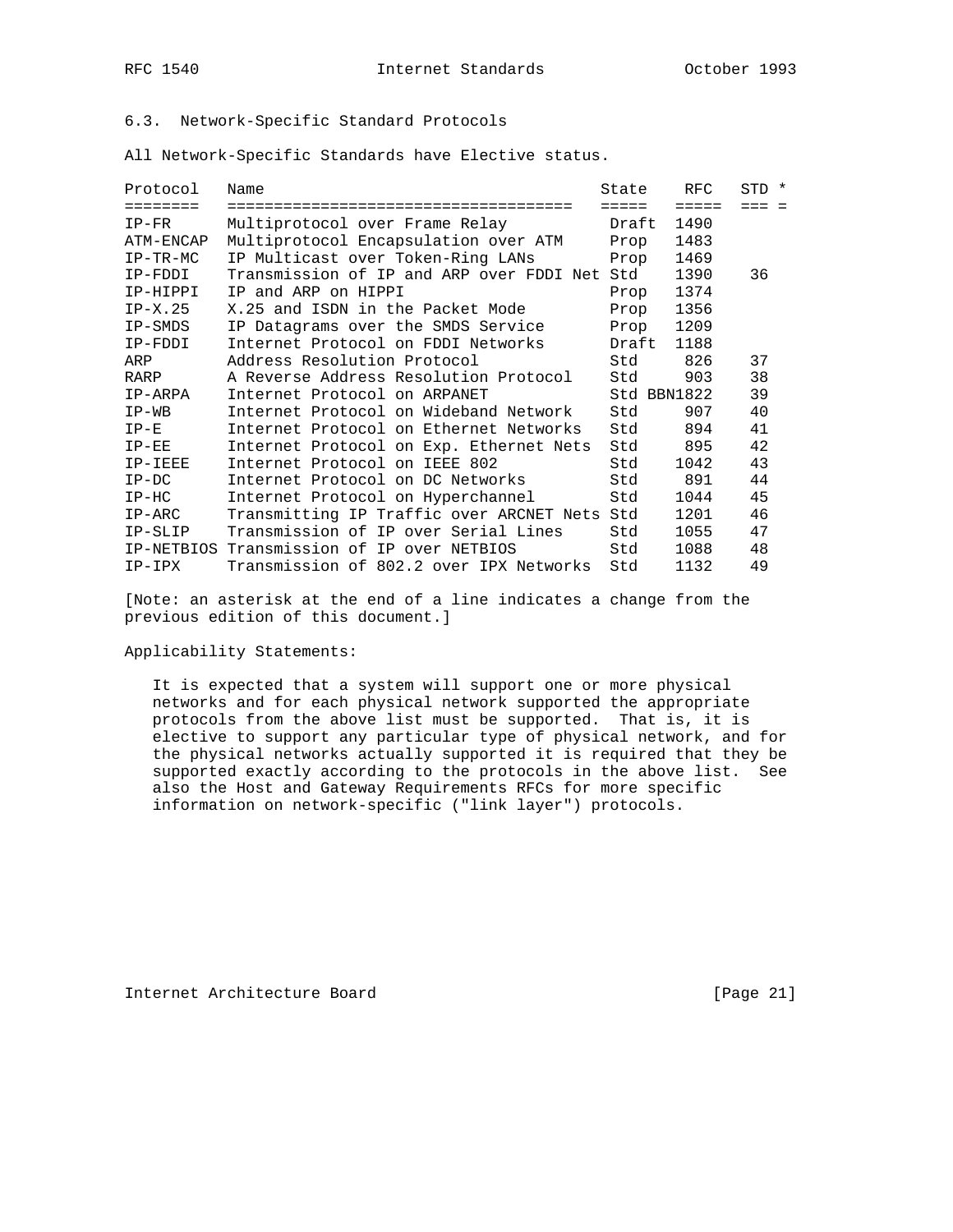### 6.3. Network-Specific Standard Protocols

All Network-Specific Standards have Elective status.

| Protocol | Name | State | RFC | STD | * |
|---|---|---|---|---|---|
| IP-FR | Multiprotocol over Frame Relay | Draft | 1490 | | |
| ATM-ENCAP | Multiprotocol Encapsulation over ATM | Prop | 1483 | | |
| IP-TR-MC | IP Multicast over Token-Ring LANs | Prop | 1469 | | |
| IP-FDDI | Transmission of IP and ARP over FDDI Net | Std | 1390 | 36 | |
| IP-HIPPI | IP and ARP on HIPPI | Prop | 1374 | | |
| IP-X.25 | X.25 and ISDN in the Packet Mode | Prop | 1356 | | |
| IP-SMDS | IP Datagrams over the SMDS Service | Prop | 1209 | | |
| IP-FDDI | Internet Protocol on FDDI Networks | Draft | 1188 | | |
| ARP | Address Resolution Protocol | Std | 826 | 37 | |
| RARP | A Reverse Address Resolution Protocol | Std | 903 | 38 | |
| IP-ARPA | Internet Protocol on ARPANET | Std | BBN1822 | 39 | |
| IP-WB | Internet Protocol on Wideband Network | Std | 907 | 40 | |
| IP-E | Internet Protocol on Ethernet Networks | Std | 894 | 41 | |
| IP-EE | Internet Protocol on Exp. Ethernet Nets | Std | 895 | 42 | |
| IP-IEEE | Internet Protocol on IEEE 802 | Std | 1042 | 43 | |
| IP-DC | Internet Protocol on DC Networks | Std | 891 | 44 | |
| IP-HC | Internet Protocol on Hyperchannel | Std | 1044 | 45 | |
| IP-ARC | Transmitting IP Traffic over ARCNET Nets | Std | 1201 | 46 | |
| IP-SLIP | Transmission of IP over Serial Lines | Std | 1055 | 47 | |
| IP-NETBIOS | Transmission of IP over NETBIOS | Std | 1088 | 48 | |
| IP-IPX | Transmission of 802.2 over IPX Networks | Std | 1132 | 49 | |

[Note: an asterisk at the end of a line indicates a change from the previous edition of this document.]

Applicability Statements:

It is expected that a system will support one or more physical networks and for each physical network supported the appropriate protocols from the above list must be supported. That is, it is elective to support any particular type of physical network, and for the physical networks actually supported it is required that they be supported exactly according to the protocols in the above list. See also the Host and Gateway Requirements RFCs for more specific information on network-specific ("link layer") protocols.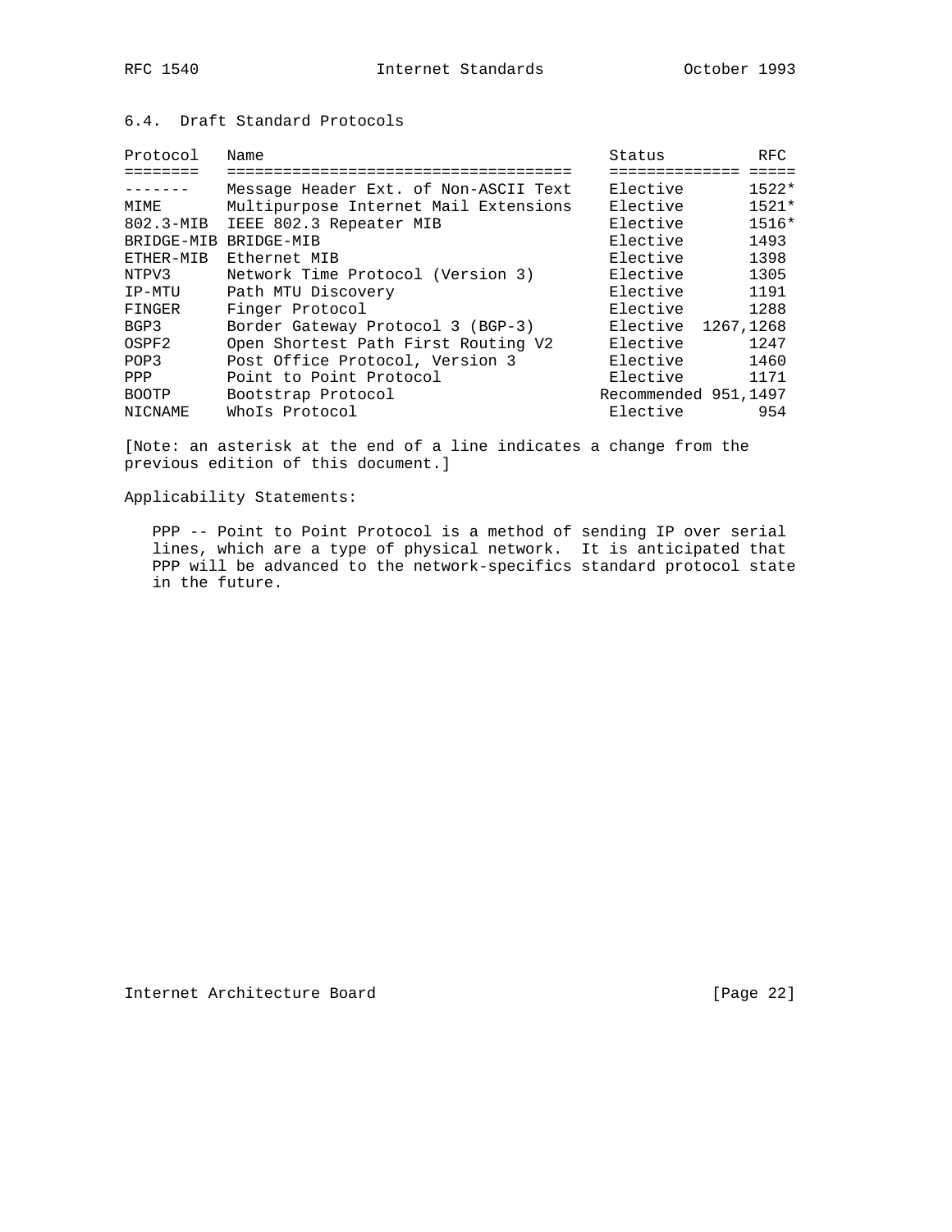## 6.4. Draft Standard Protocols

| Protocol | Name | Status | RFC |
|---|---|---|---|
| ------- | Message Header Ext. of Non-ASCII Text | Elective | 1522* |
| MIME | Multipurpose Internet Mail Extensions | Elective | 1521* |
| 802.3-MIB | IEEE 802.3 Repeater MIB | Elective | 1516* |
| BRIDGE-MIB | BRIDGE-MIB | Elective | 1493 |
| ETHER-MIB | Ethernet MIB | Elective | 1398 |
| NTPV3 | Network Time Protocol (Version 3) | Elective | 1305 |
| IP-MTU | Path MTU Discovery | Elective | 1191 |
| FINGER | Finger Protocol | Elective | 1288 |
| BGP3 | Border Gateway Protocol 3 (BGP-3) | Elective | 1267,1268 |
| OSPF2 | Open Shortest Path First Routing V2 | Elective | 1247 |
| POP3 | Post Office Protocol, Version 3 | Elective | 1460 |
| PPP | Point to Point Protocol | Elective | 1171 |
| BOOTP | Bootstrap Protocol | Recommended | 951,1497 |
| NICNAME | WhoIs Protocol | Elective | 954 |

[Note: an asterisk at the end of a line indicates a change from the previous edition of this document.]

Applicability Statements:

PPP -- Point to Point Protocol is a method of sending IP over serial lines, which are a type of physical network. It is anticipated that PPP will be advanced to the network-specifics standard protocol state in the future.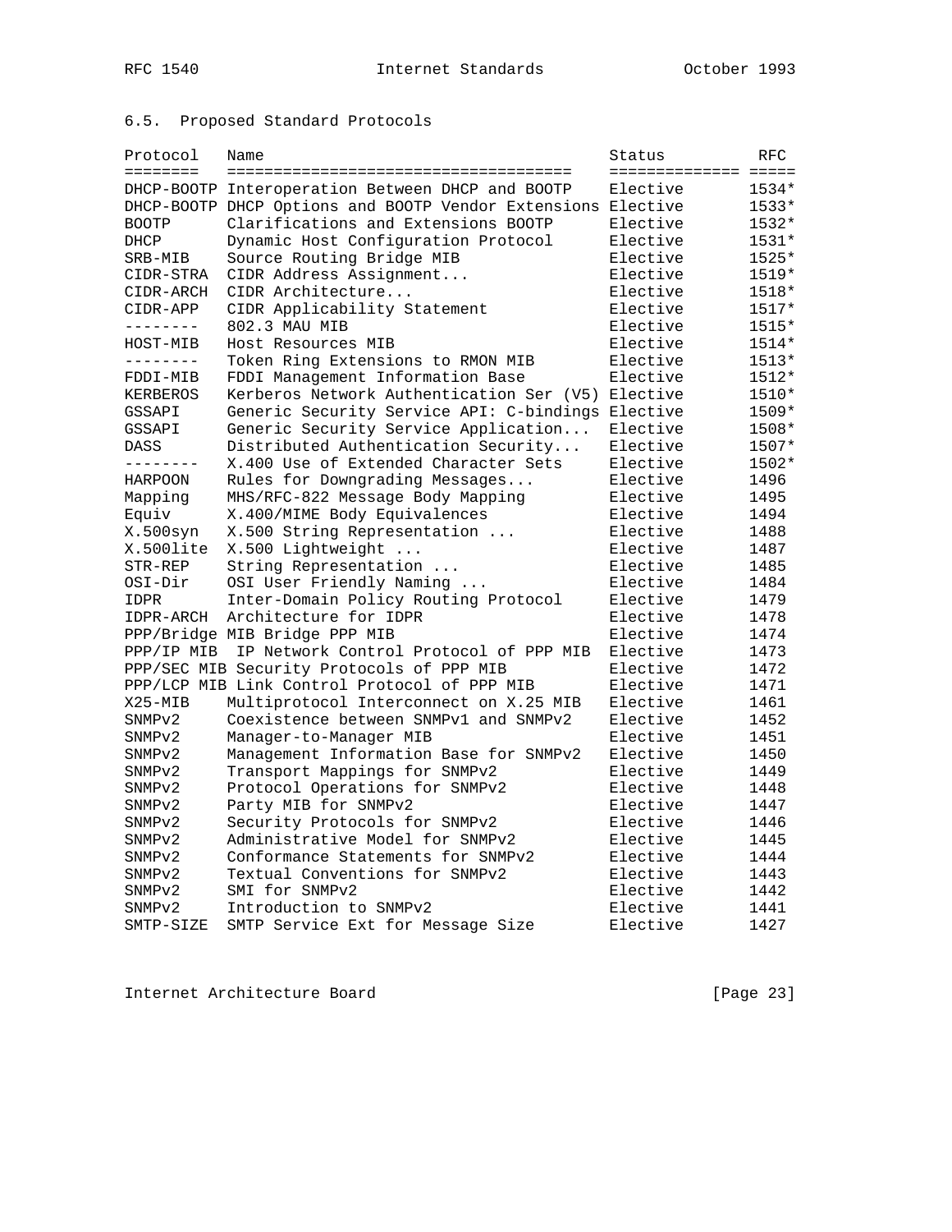## 6.5. Proposed Standard Protocols

| Protocol | Name | Status | RFC |
|---|---|---|---|
| DHCP-BOOTP | Interoperation Between DHCP and BOOTP | Elective | 1534* |
| DHCP-BOOTP | DHCP Options and BOOTP Vendor Extensions | Elective | 1533* |
| BOOTP | Clarifications and Extensions BOOTP | Elective | 1532* |
| DHCP | Dynamic Host Configuration Protocol | Elective | 1531* |
| SRB-MIB | Source Routing Bridge MIB | Elective | 1525* |
| CIDR-STRA | CIDR Address Assignment... | Elective | 1519* |
| CIDR-ARCH | CIDR Architecture... | Elective | 1518* |
| CIDR-APP | CIDR Applicability Statement | Elective | 1517* |
| -------- | 802.3 MAU MIB | Elective | 1515* |
| HOST-MIB | Host Resources MIB | Elective | 1514* |
| -------- | Token Ring Extensions to RMON MIB | Elective | 1513* |
| FDDI-MIB | FDDI Management Information Base | Elective | 1512* |
| KERBEROS | Kerberos Network Authentication Ser (V5) | Elective | 1510* |
| GSSAPI | Generic Security Service API: C-bindings | Elective | 1509* |
| GSSAPI | Generic Security Service Application... | Elective | 1508* |
| DASS | Distributed Authentication Security... | Elective | 1507* |
| -------- | X.400 Use of Extended Character Sets | Elective | 1502* |
| HARPOON | Rules for Downgrading Messages... | Elective | 1496 |
| Mapping | MHS/RFC-822 Message Body Mapping | Elective | 1495 |
| Equiv | X.400/MIME Body Equivalences | Elective | 1494 |
| X.500syn | X.500 String Representation ... | Elective | 1488 |
| X.500lite | X.500 Lightweight ... | Elective | 1487 |
| STR-REP | String Representation ... | Elective | 1485 |
| OSI-Dir | OSI User Friendly Naming ... | Elective | 1484 |
| IDPR | Inter-Domain Policy Routing Protocol | Elective | 1479 |
| IDPR-ARCH | Architecture for IDPR | Elective | 1478 |
| PPP/Bridge | MIB Bridge PPP MIB | Elective | 1474 |
| PPP/IP MIB | IP Network Control Protocol of PPP MIB | Elective | 1473 |
| PPP/SEC MIB | Security Protocols of PPP MIB | Elective | 1472 |
| PPP/LCP MIB | Link Control Protocol of PPP MIB | Elective | 1471 |
| X25-MIB | Multiprotocol Interconnect on X.25 MIB | Elective | 1461 |
| SNMPv2 | Coexistence between SNMPv1 and SNMPv2 | Elective | 1452 |
| SNMPv2 | Manager-to-Manager MIB | Elective | 1451 |
| SNMPv2 | Management Information Base for SNMPv2 | Elective | 1450 |
| SNMPv2 | Transport Mappings for SNMPv2 | Elective | 1449 |
| SNMPv2 | Protocol Operations for SNMPv2 | Elective | 1448 |
| SNMPv2 | Party MIB for SNMPv2 | Elective | 1447 |
| SNMPv2 | Security Protocols for SNMPv2 | Elective | 1446 |
| SNMPv2 | Administrative Model for SNMPv2 | Elective | 1445 |
| SNMPv2 | Conformance Statements for SNMPv2 | Elective | 1444 |
| SNMPv2 | Textual Conventions for SNMPv2 | Elective | 1443 |
| SNMPv2 | SMI for SNMPv2 | Elective | 1442 |
| SNMPv2 | Introduction to SNMPv2 | Elective | 1441 |
| SMTP-SIZE | SMTP Service Ext for Message Size | Elective | 1427 |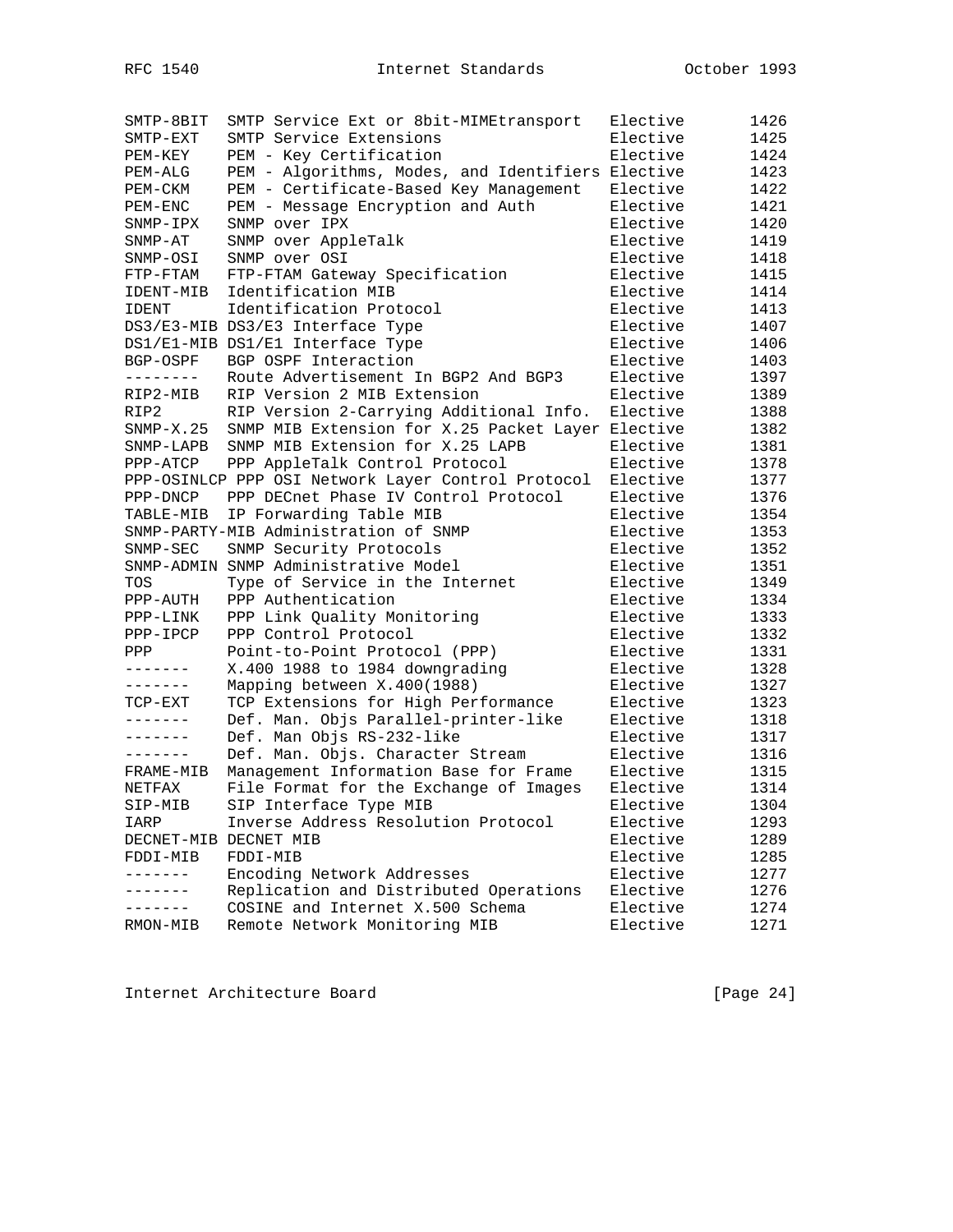```
SMTP-8BIT  SMTP Service Ext or 8bit-MIMEtransport   Elective     1426
SMTP-EXT   SMTP Service Extensions                  Elective     1425
PEM-KEY    PEM - Key Certification                  Elective     1424
PEM-ALG    PEM - Algorithms, Modes, and Identifiers Elective     1423
PEM-CKM    PEM - Certificate-Based Key Management   Elective     1422
PEM-ENC    PEM - Message Encryption and Auth        Elective     1421
SNMP-IPX   SNMP over IPX                            Elective     1420
SNMP-AT    SNMP over AppleTalk                      Elective     1419
SNMP-OSI   SNMP over OSI                            Elective     1418
FTP-FTAM   FTP-FTAM Gateway Specification           Elective     1415
IDENT-MIB  Identification MIB                       Elective     1414
IDENT      Identification Protocol                  Elective     1413
DS3/E3-MIB DS3/E3 Interface Type                    Elective     1407
DS1/E1-MIB DS1/E1 Interface Type                    Elective     1406
BGP-OSPF   BGP OSPF Interaction                     Elective     1403
--------   Route Advertisement In BGP2 And BGP3     Elective     1397
RIP2-MIB   RIP Version 2 MIB Extension              Elective     1389
RIP2       RIP Version 2-Carrying Additional Info.  Elective     1388
SNMP-X.25  SNMP MIB Extension for X.25 Packet Layer Elective     1382
SNMP-LAPB  SNMP MIB Extension for X.25 LAPB         Elective     1381
PPP-ATCP   PPP AppleTalk Control Protocol           Elective     1378
PPP-OSINLCP PPP OSI Network Layer Control Protocol  Elective     1377
PPP-DNCP   PPP DECnet Phase IV Control Protocol     Elective     1376
TABLE-MIB  IP Forwarding Table MIB                  Elective     1354
SNMP-PARTY-MIB Administration of SNMP               Elective     1353
SNMP-SEC   SNMP Security Protocols                  Elective     1352
SNMP-ADMIN SNMP Administrative Model                Elective     1351
TOS        Type of Service in the Internet          Elective     1349
PPP-AUTH   PPP Authentication                       Elective     1334
PPP-LINK   PPP Link Quality Monitoring              Elective     1333
PPP-IPCP   PPP Control Protocol                     Elective     1332
PPP        Point-to-Point Protocol (PPP)            Elective     1331
-------    X.400 1988 to 1984 downgrading           Elective     1328
-------    Mapping between X.400(1988)              Elective     1327
TCP-EXT    TCP Extensions for High Performance      Elective     1323
-------    Def. Man. Objs Parallel-printer-like     Elective     1318
-------    Def. Man Objs RS-232-like                Elective     1317
-------    Def. Man. Objs. Character Stream         Elective     1316
FRAME-MIB  Management Information Base for Frame    Elective     1315
NETFAX     File Format for the Exchange of Images   Elective     1314
SIP-MIB    SIP Interface Type MIB                   Elective     1304
IARP       Inverse Address Resolution Protocol      Elective     1293
DECNET-MIB DECNET MIB                               Elective     1289
FDDI-MIB   FDDI-MIB                                 Elective     1285
-------    Encoding Network Addresses               Elective     1277
-------    Replication and Distributed Operations   Elective     1276
-------    COSINE and Internet X.500 Schema         Elective     1274
RMON-MIB   Remote Network Monitoring MIB            Elective     1271
```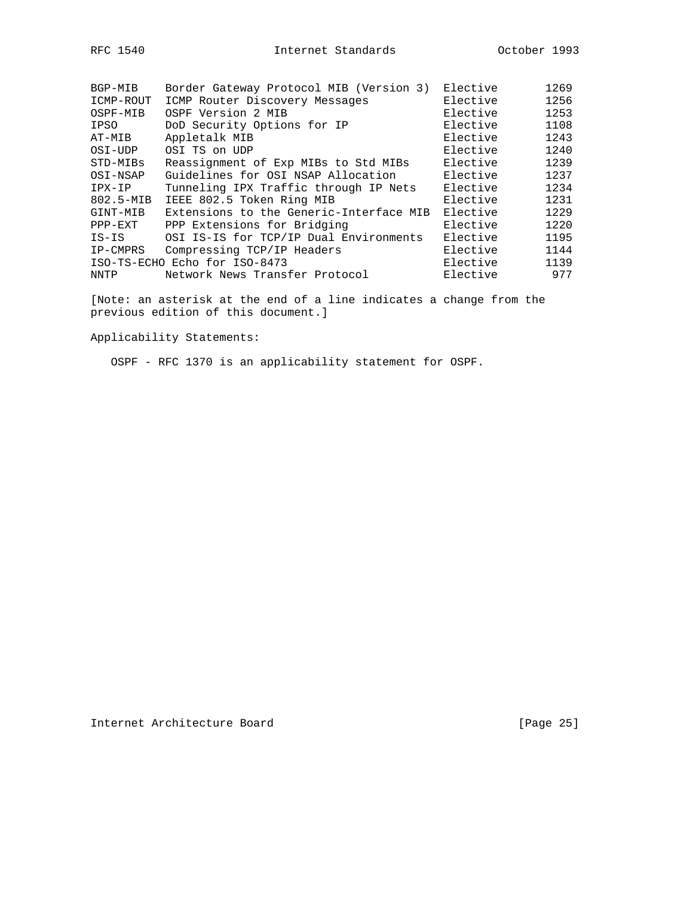| | | | |
|---|---|---|---|
| BGP-MIB | Border Gateway Protocol MIB (Version 3) | Elective | 1269 |
| ICMP-ROUT | ICMP Router Discovery Messages | Elective | 1256 |
| OSPF-MIB | OSPF Version 2 MIB | Elective | 1253 |
| IPSO | DoD Security Options for IP | Elective | 1108 |
| AT-MIB | Appletalk MIB | Elective | 1243 |
| OSI-UDP | OSI TS on UDP | Elective | 1240 |
| STD-MIBs | Reassignment of Exp MIBs to Std MIBs | Elective | 1239 |
| OSI-NSAP | Guidelines for OSI NSAP Allocation | Elective | 1237 |
| IPX-IP | Tunneling IPX Traffic through IP Nets | Elective | 1234 |
| 802.5-MIB | IEEE 802.5 Token Ring MIB | Elective | 1231 |
| GINT-MIB | Extensions to the Generic-Interface MIB | Elective | 1229 |
| PPP-EXT | PPP Extensions for Bridging | Elective | 1220 |
| IS-IS | OSI IS-IS for TCP/IP Dual Environments | Elective | 1195 |
| IP-CMPRS | Compressing TCP/IP Headers | Elective | 1144 |
| ISO-TS-ECHO | Echo for ISO-8473 | Elective | 1139 |
| NNTP | Network News Transfer Protocol | Elective | 977 |

[Note: an asterisk at the end of a line indicates a change from the previous edition of this document.]

Applicability Statements:

OSPF - RFC 1370 is an applicability statement for OSPF.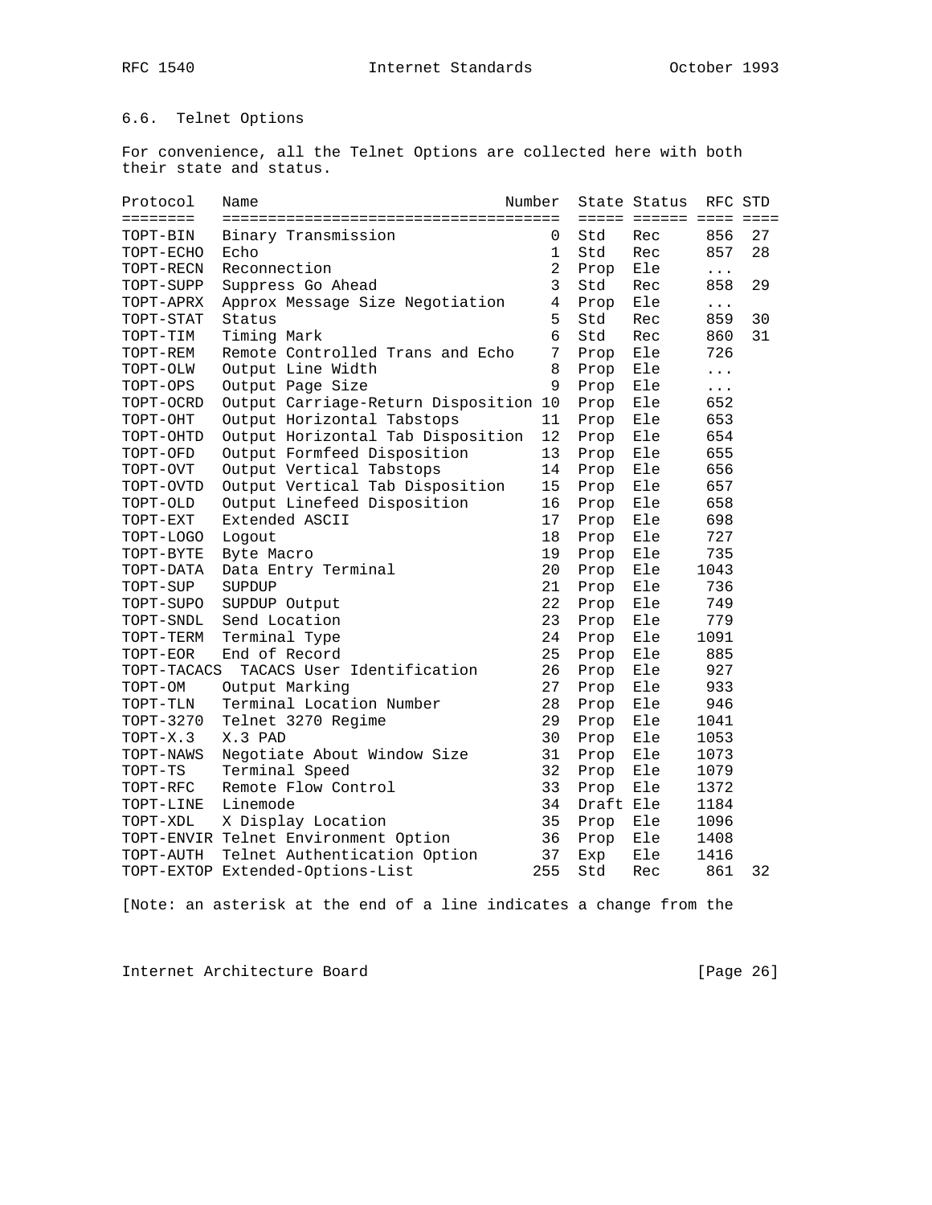## 6.6. Telnet Options

For convenience, all the Telnet Options are collected here with both their state and status.

| Protocol | Name | Number | State | Status | RFC | STD |
|---|---|---|---|---|---|---|
| TOPT-BIN | Binary Transmission | 0 | Std | Rec | 856 | 27 |
| TOPT-ECHO | Echo | 1 | Std | Rec | 857 | 28 |
| TOPT-RECN | Reconnection | 2 | Prop | Ele | ... | |
| TOPT-SUPP | Suppress Go Ahead | 3 | Std | Rec | 858 | 29 |
| TOPT-APRX | Approx Message Size Negotiation | 4 | Prop | Ele | ... | |
| TOPT-STAT | Status | 5 | Std | Rec | 859 | 30 |
| TOPT-TIM | Timing Mark | 6 | Std | Rec | 860 | 31 |
| TOPT-REM | Remote Controlled Trans and Echo | 7 | Prop | Ele | 726 | |
| TOPT-OLW | Output Line Width | 8 | Prop | Ele | ... | |
| TOPT-OPS | Output Page Size | 9 | Prop | Ele | ... | |
| TOPT-OCRD | Output Carriage-Return Disposition | 10 | Prop | Ele | 652 | |
| TOPT-OHT | Output Horizontal Tabstops | 11 | Prop | Ele | 653 | |
| TOPT-OHTD | Output Horizontal Tab Disposition | 12 | Prop | Ele | 654 | |
| TOPT-OFD | Output Formfeed Disposition | 13 | Prop | Ele | 655 | |
| TOPT-OVT | Output Vertical Tabstops | 14 | Prop | Ele | 656 | |
| TOPT-OVTD | Output Vertical Tab Disposition | 15 | Prop | Ele | 657 | |
| TOPT-OLD | Output Linefeed Disposition | 16 | Prop | Ele | 658 | |
| TOPT-EXT | Extended ASCII | 17 | Prop | Ele | 698 | |
| TOPT-LOGO | Logout | 18 | Prop | Ele | 727 | |
| TOPT-BYTE | Byte Macro | 19 | Prop | Ele | 735 | |
| TOPT-DATA | Data Entry Terminal | 20 | Prop | Ele | 1043 | |
| TOPT-SUP | SUPDUP | 21 | Prop | Ele | 736 | |
| TOPT-SUPO | SUPDUP Output | 22 | Prop | Ele | 749 | |
| TOPT-SNDL | Send Location | 23 | Prop | Ele | 779 | |
| TOPT-TERM | Terminal Type | 24 | Prop | Ele | 1091 | |
| TOPT-EOR | End of Record | 25 | Prop | Ele | 885 | |
| TOPT-TACACS | TACACS User Identification | 26 | Prop | Ele | 927 | |
| TOPT-OM | Output Marking | 27 | Prop | Ele | 933 | |
| TOPT-TLN | Terminal Location Number | 28 | Prop | Ele | 946 | |
| TOPT-3270 | Telnet 3270 Regime | 29 | Prop | Ele | 1041 | |
| TOPT-X.3 | X.3 PAD | 30 | Prop | Ele | 1053 | |
| TOPT-NAWS | Negotiate About Window Size | 31 | Prop | Ele | 1073 | |
| TOPT-TS | Terminal Speed | 32 | Prop | Ele | 1079 | |
| TOPT-RFC | Remote Flow Control | 33 | Prop | Ele | 1372 | |
| TOPT-LINE | Linemode | 34 | Draft | Ele | 1184 | |
| TOPT-XDL | X Display Location | 35 | Prop | Ele | 1096 | |
| TOPT-ENVIR | Telnet Environment Option | 36 | Prop | Ele | 1408 | |
| TOPT-AUTH | Telnet Authentication Option | 37 | Exp | Ele | 1416 | |
| TOPT-EXTOP | Extended-Options-List | 255 | Std | Rec | 861 | 32 |

[Note: an asterisk at the end of a line indicates a change from the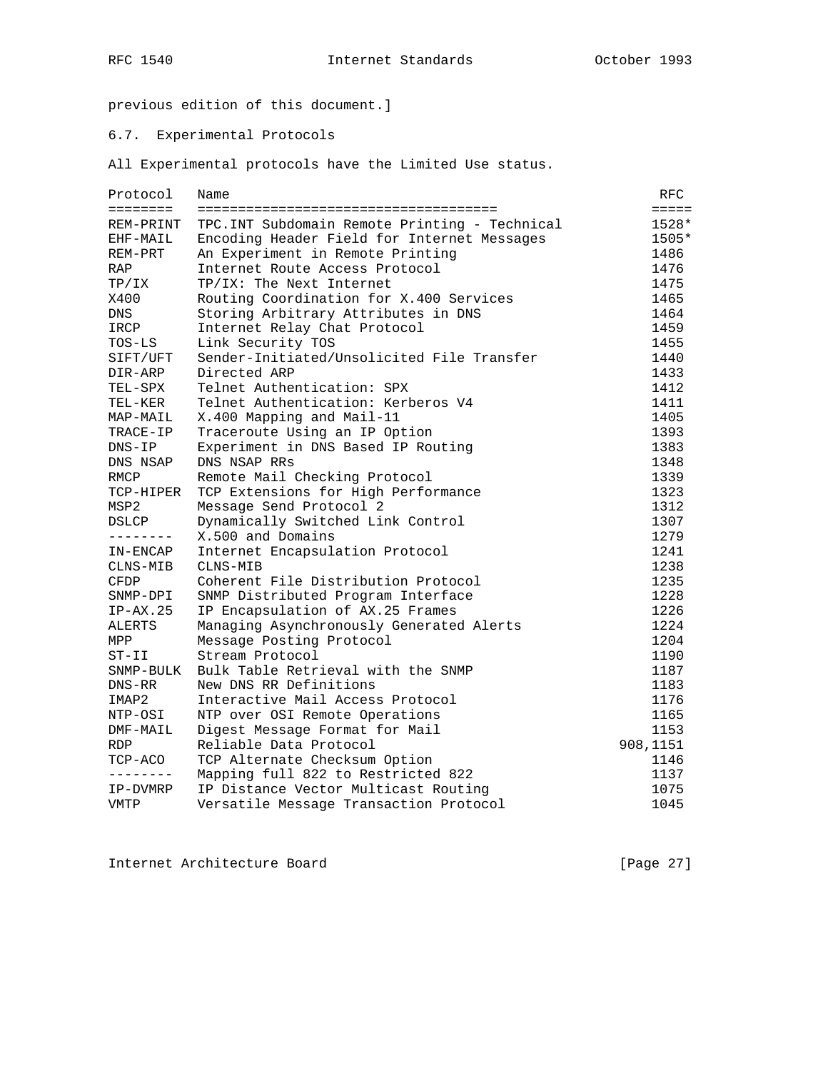previous edition of this document.]

## 6.7. Experimental Protocols

All Experimental protocols have the Limited Use status.

| Protocol | Name | RFC |
|---|---|---|
| REM-PRINT | TPC.INT Subdomain Remote Printing - Technical | 1528* |
| EHF-MAIL | Encoding Header Field for Internet Messages | 1505* |
| REM-PRT | An Experiment in Remote Printing | 1486 |
| RAP | Internet Route Access Protocol | 1476 |
| TP/IX | TP/IX: The Next Internet | 1475 |
| X400 | Routing Coordination for X.400 Services | 1465 |
| DNS | Storing Arbitrary Attributes in DNS | 1464 |
| IRCP | Internet Relay Chat Protocol | 1459 |
| TOS-LS | Link Security TOS | 1455 |
| SIFT/UFT | Sender-Initiated/Unsolicited File Transfer | 1440 |
| DIR-ARP | Directed ARP | 1433 |
| TEL-SPX | Telnet Authentication: SPX | 1412 |
| TEL-KER | Telnet Authentication: Kerberos V4 | 1411 |
| MAP-MAIL | X.400 Mapping and Mail-11 | 1405 |
| TRACE-IP | Traceroute Using an IP Option | 1393 |
| DNS-IP | Experiment in DNS Based IP Routing | 1383 |
| DNS NSAP | DNS NSAP RRs | 1348 |
| RMCP | Remote Mail Checking Protocol | 1339 |
| TCP-HIPER | TCP Extensions for High Performance | 1323 |
| MSP2 | Message Send Protocol 2 | 1312 |
| DSLCP | Dynamically Switched Link Control | 1307 |
| -------- | X.500 and Domains | 1279 |
| IN-ENCAP | Internet Encapsulation Protocol | 1241 |
| CLNS-MIB | CLNS-MIB | 1238 |
| CFDP | Coherent File Distribution Protocol | 1235 |
| SNMP-DPI | SNMP Distributed Program Interface | 1228 |
| IP-AX.25 | IP Encapsulation of AX.25 Frames | 1226 |
| ALERTS | Managing Asynchronously Generated Alerts | 1224 |
| MPP | Message Posting Protocol | 1204 |
| ST-II | Stream Protocol | 1190 |
| SNMP-BULK | Bulk Table Retrieval with the SNMP | 1187 |
| DNS-RR | New DNS RR Definitions | 1183 |
| IMAP2 | Interactive Mail Access Protocol | 1176 |
| NTP-OSI | NTP over OSI Remote Operations | 1165 |
| DMF-MAIL | Digest Message Format for Mail | 1153 |
| RDP | Reliable Data Protocol | 908,1151 |
| TCP-ACO | TCP Alternate Checksum Option | 1146 |
| -------- | Mapping full 822 to Restricted 822 | 1137 |
| IP-DVMRP | IP Distance Vector Multicast Routing | 1075 |
| VMTP | Versatile Message Transaction Protocol | 1045 |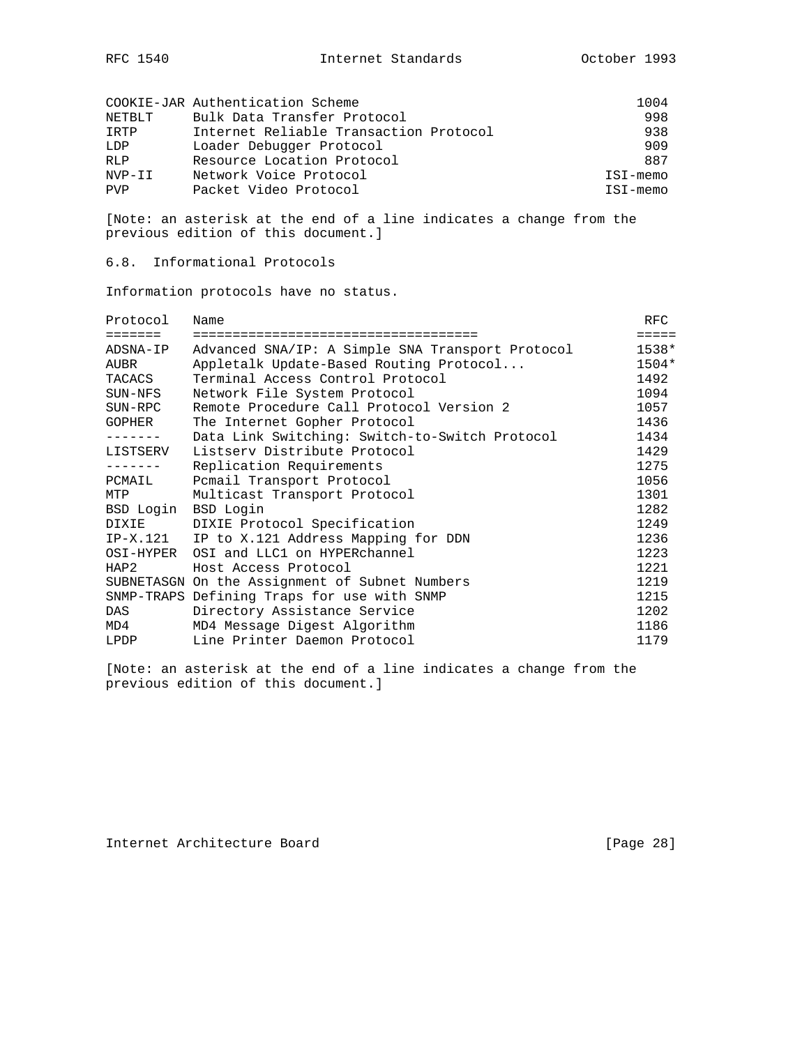| | | |
|---|---|---|
| COOKIE-JAR | Authentication Scheme | 1004 |
| NETBLT | Bulk Data Transfer Protocol | 998 |
| IRTP | Internet Reliable Transaction Protocol | 938 |
| LDP | Loader Debugger Protocol | 909 |
| RLP | Resource Location Protocol | 887 |
| NVP-II | Network Voice Protocol | ISI-memo |
| PVP | Packet Video Protocol | ISI-memo |

[Note: an asterisk at the end of a line indicates a change from the previous edition of this document.]

### 6.8. Informational Protocols

Information protocols have no status.

| Protocol | Name | RFC |
|---|---|---|
| ADSNA-IP | Advanced SNA/IP: A Simple SNA Transport Protocol | 1538* |
| AUBR | Appletalk Update-Based Routing Protocol... | 1504* |
| TACACS | Terminal Access Control Protocol | 1492 |
| SUN-NFS | Network File System Protocol | 1094 |
| SUN-RPC | Remote Procedure Call Protocol Version 2 | 1057 |
| GOPHER | The Internet Gopher Protocol | 1436 |
| ------- | Data Link Switching: Switch-to-Switch Protocol | 1434 |
| LISTSERV | Listserv Distribute Protocol | 1429 |
| ------- | Replication Requirements | 1275 |
| PCMAIL | Pcmail Transport Protocol | 1056 |
| MTP | Multicast Transport Protocol | 1301 |
| BSD Login | BSD Login | 1282 |
| DIXIE | DIXIE Protocol Specification | 1249 |
| IP-X.121 | IP to X.121 Address Mapping for DDN | 1236 |
| OSI-HYPER | OSI and LLC1 on HYPERchannel | 1223 |
| HAP2 | Host Access Protocol | 1221 |
| SUBNETASGN | On the Assignment of Subnet Numbers | 1219 |
| SNMP-TRAPS | Defining Traps for use with SNMP | 1215 |
| DAS | Directory Assistance Service | 1202 |
| MD4 | MD4 Message Digest Algorithm | 1186 |
| LPDP | Line Printer Daemon Protocol | 1179 |

[Note: an asterisk at the end of a line indicates a change from the previous edition of this document.]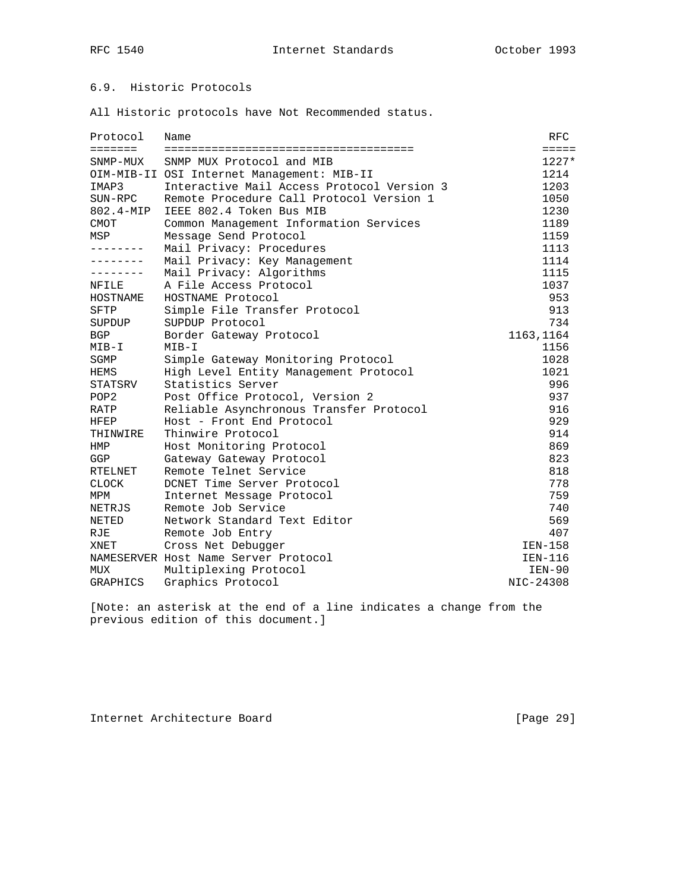## 6.9. Historic Protocols

All Historic protocols have Not Recommended status.

| Protocol | Name | RFC |
|---|---|---|
| SNMP-MUX | SNMP MUX Protocol and MIB | 1227* |
| OIM-MIB-II | OSI Internet Management: MIB-II | 1214 |
| IMAP3 | Interactive Mail Access Protocol Version 3 | 1203 |
| SUN-RPC | Remote Procedure Call Protocol Version 1 | 1050 |
| 802.4-MIP | IEEE 802.4 Token Bus MIB | 1230 |
| CMOT | Common Management Information Services | 1189 |
| MSP | Message Send Protocol | 1159 |
| -------- | Mail Privacy: Procedures | 1113 |
| -------- | Mail Privacy: Key Management | 1114 |
| -------- | Mail Privacy: Algorithms | 1115 |
| NFILE | A File Access Protocol | 1037 |
| HOSTNAME | HOSTNAME Protocol | 953 |
| SFTP | Simple File Transfer Protocol | 913 |
| SUPDUP | SUPDUP Protocol | 734 |
| BGP | Border Gateway Protocol | 1163,1164 |
| MIB-I | MIB-I | 1156 |
| SGMP | Simple Gateway Monitoring Protocol | 1028 |
| HEMS | High Level Entity Management Protocol | 1021 |
| STATSRV | Statistics Server | 996 |
| POP2 | Post Office Protocol, Version 2 | 937 |
| RATP | Reliable Asynchronous Transfer Protocol | 916 |
| HFEP | Host - Front End Protocol | 929 |
| THINWIRE | Thinwire Protocol | 914 |
| HMP | Host Monitoring Protocol | 869 |
| GGP | Gateway Gateway Protocol | 823 |
| RTELNET | Remote Telnet Service | 818 |
| CLOCK | DCNET Time Server Protocol | 778 |
| MPM | Internet Message Protocol | 759 |
| NETRJS | Remote Job Service | 740 |
| NETED | Network Standard Text Editor | 569 |
| RJE | Remote Job Entry | 407 |
| XNET | Cross Net Debugger | IEN-158 |
| NAMESERVER | Host Name Server Protocol | IEN-116 |
| MUX | Multiplexing Protocol | IEN-90 |
| GRAPHICS | Graphics Protocol | NIC-24308 |

[Note: an asterisk at the end of a line indicates a change from the previous edition of this document.]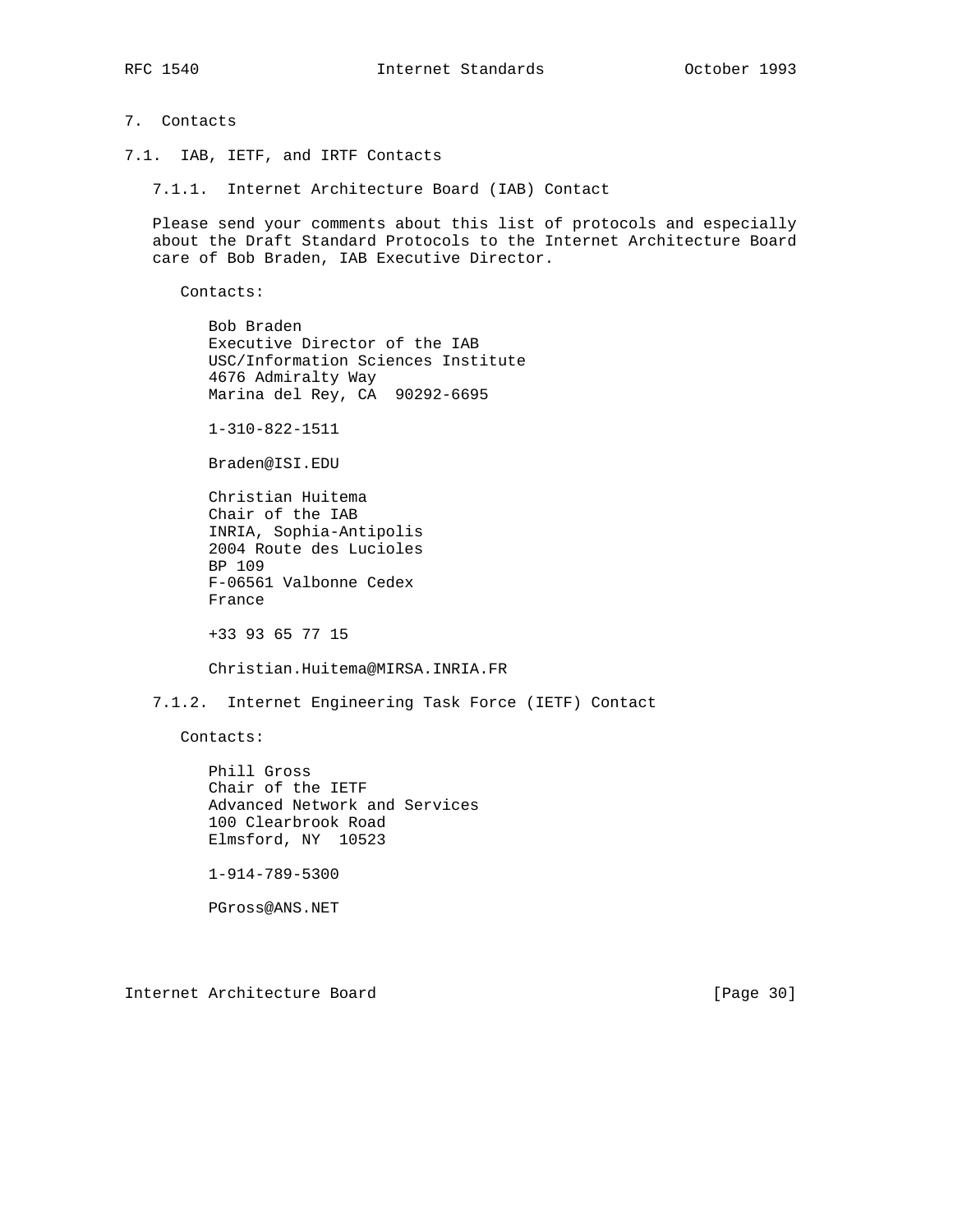# 7. Contacts

## 7.1. IAB, IETF, and IRTF Contacts

### 7.1.1. Internet Architecture Board (IAB) Contact

Please send your comments about this list of protocols and especially about the Draft Standard Protocols to the Internet Architecture Board care of Bob Braden, IAB Executive Director.

Contacts:

Bob Braden
Executive Director of the IAB
USC/Information Sciences Institute
4676 Admiralty Way
Marina del Rey, CA 90292-6695

1-310-822-1511

Braden@ISI.EDU

Christian Huitema
Chair of the IAB
INRIA, Sophia-Antipolis
2004 Route des Lucioles
BP 109
F-06561 Valbonne Cedex
France

+33 93 65 77 15

Christian.Huitema@MIRSA.INRIA.FR

### 7.1.2. Internet Engineering Task Force (IETF) Contact

Contacts:

Phill Gross
Chair of the IETF
Advanced Network and Services
100 Clearbrook Road
Elmsford, NY 10523

1-914-789-5300

PGross@ANS.NET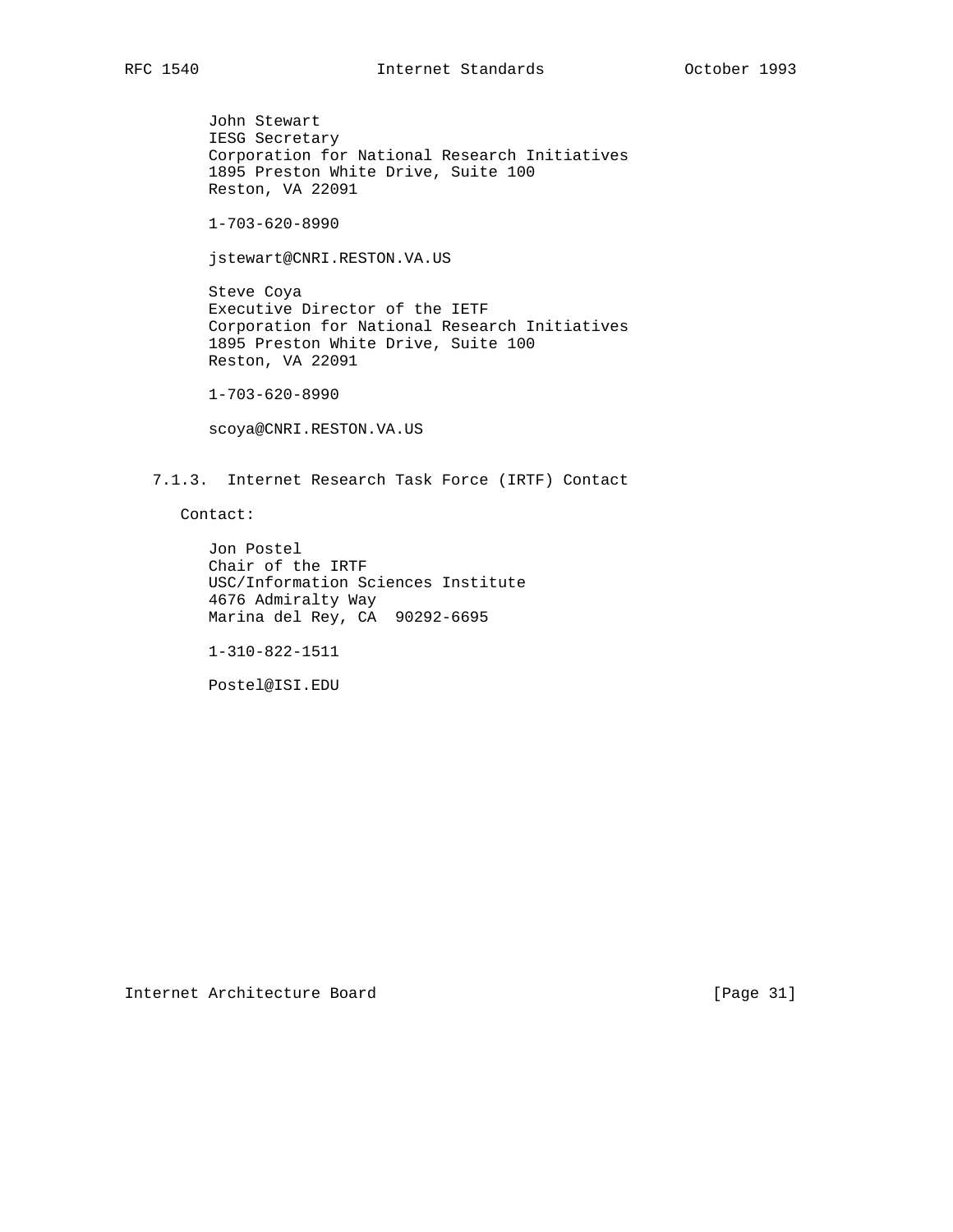John Stewart
IESG Secretary
Corporation for National Research Initiatives
1895 Preston White Drive, Suite 100
Reston, VA 22091

1-703-620-8990

jstewart@CNRI.RESTON.VA.US

Steve Coya
Executive Director of the IETF
Corporation for National Research Initiatives
1895 Preston White Drive, Suite 100
Reston, VA 22091

1-703-620-8990

scoya@CNRI.RESTON.VA.US

### 7.1.3. Internet Research Task Force (IRTF) Contact

Contact:

Jon Postel
Chair of the IRTF
USC/Information Sciences Institute
4676 Admiralty Way
Marina del Rey, CA 90292-6695

1-310-822-1511

Postel@ISI.EDU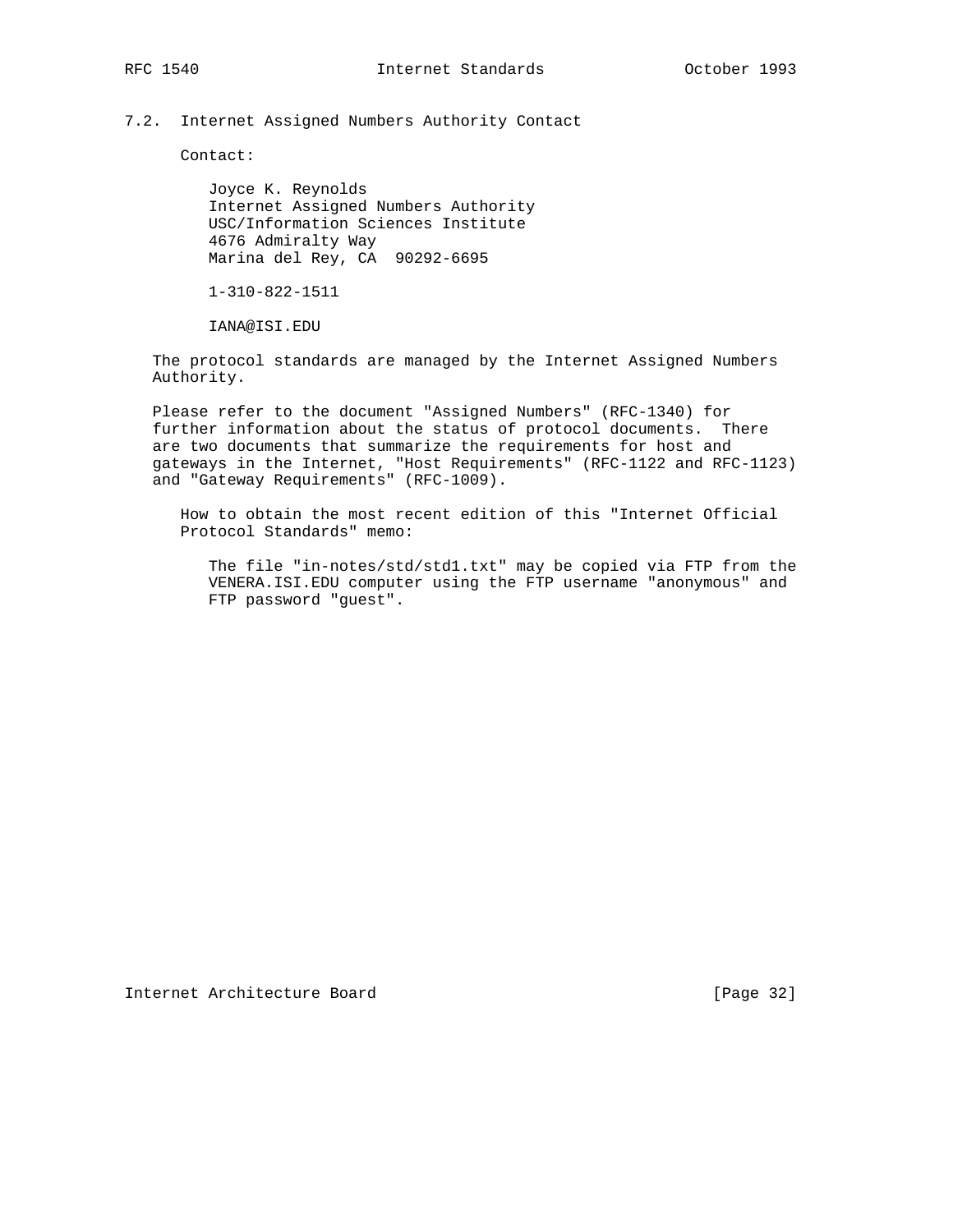## 7.2. Internet Assigned Numbers Authority Contact

Contact:

Joyce K. Reynolds
Internet Assigned Numbers Authority
USC/Information Sciences Institute
4676 Admiralty Way
Marina del Rey, CA  90292-6695

1-310-822-1511

IANA@ISI.EDU

The protocol standards are managed by the Internet Assigned Numbers Authority.

Please refer to the document "Assigned Numbers" (RFC-1340) for further information about the status of protocol documents.  There are two documents that summarize the requirements for host and gateways in the Internet, "Host Requirements" (RFC-1122 and RFC-1123) and "Gateway Requirements" (RFC-1009).

How to obtain the most recent edition of this "Internet Official Protocol Standards" memo:

The file "in-notes/std/std1.txt" may be copied via FTP from the VENERA.ISI.EDU computer using the FTP username "anonymous" and FTP password "guest".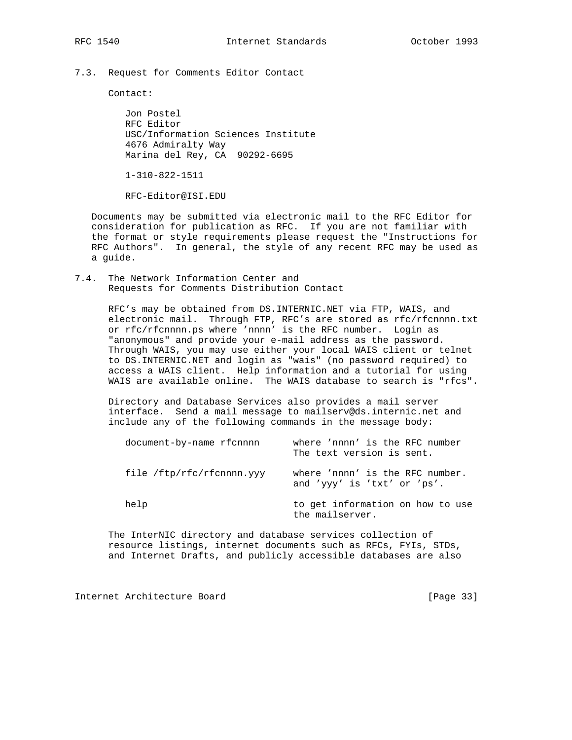### 7.3. Request for Comments Editor Contact

Contact:

Jon Postel
RFC Editor
USC/Information Sciences Institute
4676 Admiralty Way
Marina del Rey, CA  90292-6695

1-310-822-1511

RFC-Editor@ISI.EDU

Documents may be submitted via electronic mail to the RFC Editor for consideration for publication as RFC. If you are not familiar with the format or style requirements please request the "Instructions for RFC Authors". In general, the style of any recent RFC may be used as a guide.

### 7.4. The Network Information Center and Requests for Comments Distribution Contact

RFC's may be obtained from DS.INTERNIC.NET via FTP, WAIS, and electronic mail. Through FTP, RFC's are stored as rfc/rfcnnnn.txt or rfc/rfcnnnn.ps where 'nnnn' is the RFC number. Login as "anonymous" and provide your e-mail address as the password. Through WAIS, you may use either your local WAIS client or telnet to DS.INTERNIC.NET and login as "wais" (no password required) to access a WAIS client. Help information and a tutorial for using WAIS are available online. The WAIS database to search is "rfcs".

Directory and Database Services also provides a mail server interface. Send a mail message to mailserv@ds.internic.net and include any of the following commands in the message body:

```
document-by-name rfcnnnn      where 'nnnn' is the RFC number
                              The text version is sent.

file /ftp/rfc/rfcnnnn.yyy     where 'nnnn' is the RFC number.
                              and 'yyy' is 'txt' or 'ps'.

help                          to get information on how to use
                              the mailserver.
```

The InterNIC directory and database services collection of resource listings, internet documents such as RFCs, FYIs, STDs, and Internet Drafts, and publicly accessible databases are also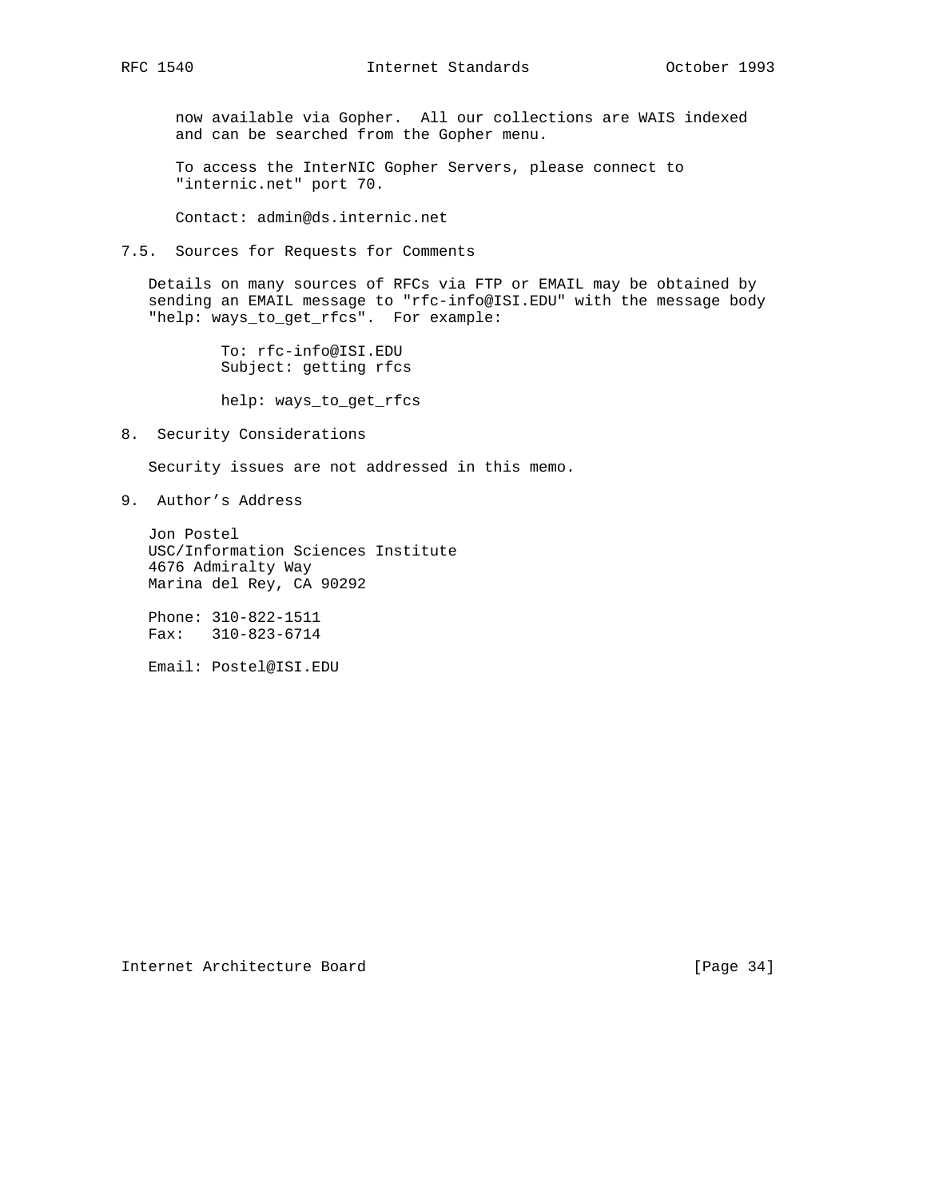now available via Gopher. All our collections are WAIS indexed and can be searched from the Gopher menu.

To access the InterNIC Gopher Servers, please connect to "internic.net" port 70.

Contact: admin@ds.internic.net

### 7.5. Sources for Requests for Comments

Details on many sources of RFCs via FTP or EMAIL may be obtained by sending an EMAIL message to "rfc-info@ISI.EDU" with the message body "help: ways_to_get_rfcs". For example:

```
To: rfc-info@ISI.EDU
Subject: getting rfcs

help: ways_to_get_rfcs
```

## 8. Security Considerations

Security issues are not addressed in this memo.

## 9. Author's Address

Jon Postel
USC/Information Sciences Institute
4676 Admiralty Way
Marina del Rey, CA 90292

Phone: 310-822-1511
Fax: 310-823-6714

Email: Postel@ISI.EDU